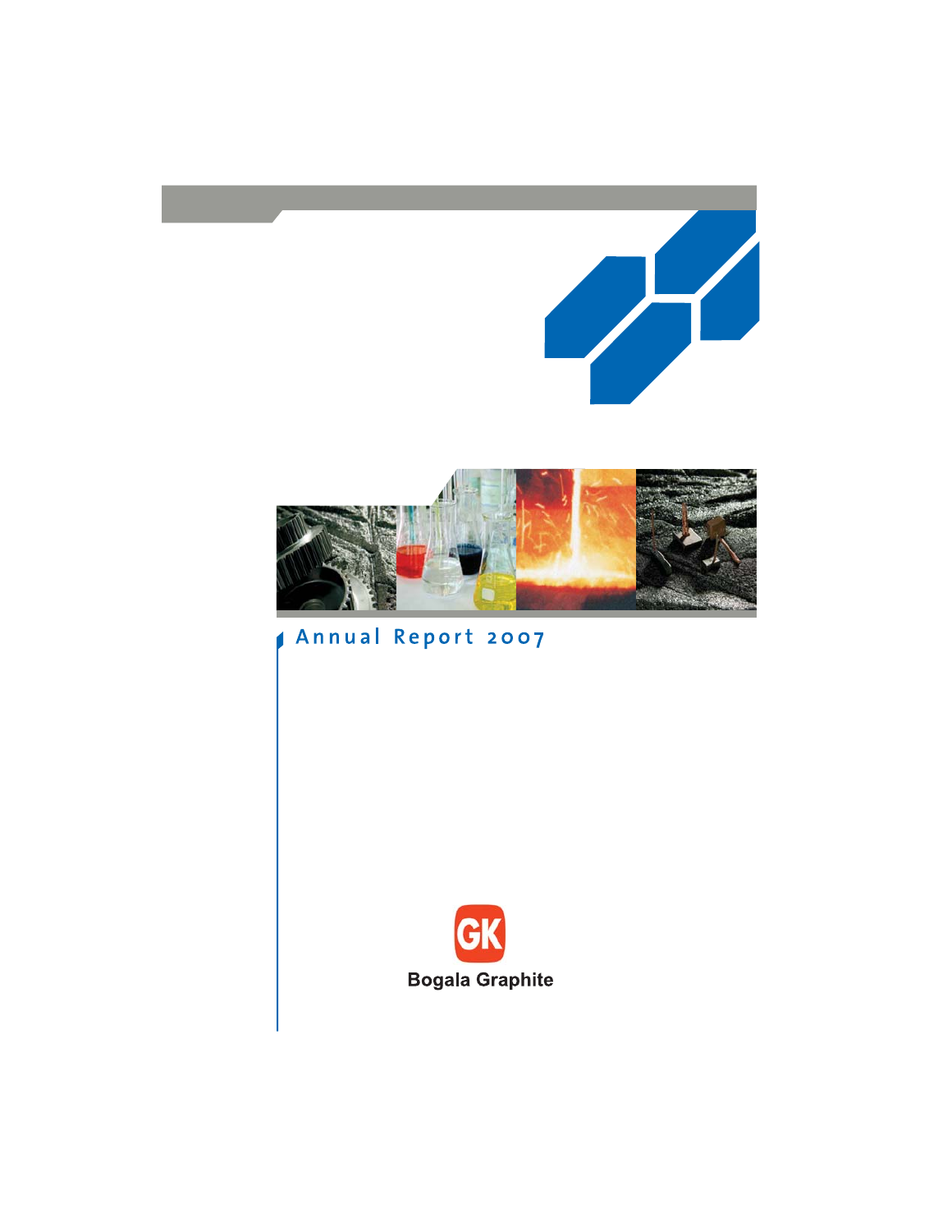# Annual Report 2007

GK

Bogala Graphite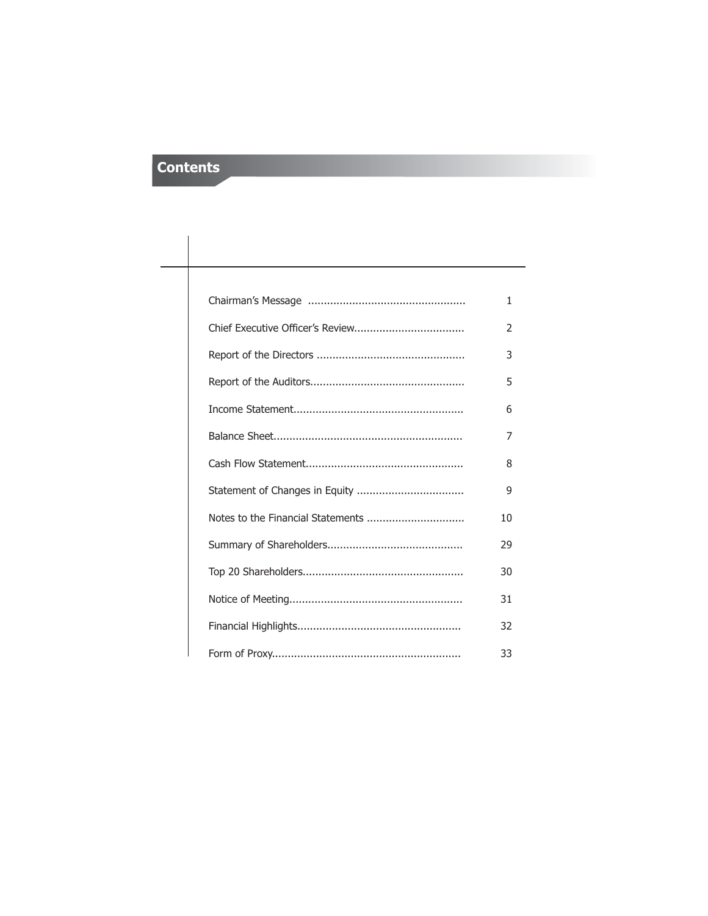# Contents

| | |
|---|---|
| Chairman's Message | 1 |
| Chief Executive Officer's Review | 2 |
| Report of the Directors | 3 |
| Report of the Auditors | 5 |
| Income Statement | 6 |
| Balance Sheet | 7 |
| Cash Flow Statement | 8 |
| Statement of Changes in Equity | 9 |
| Notes to the Financial Statements | 10 |
| Summary of Shareholders | 29 |
| Top 20 Shareholders | 30 |
| Notice of Meeting | 31 |
| Financial Highlights | 32 |
| Form of Proxy | 33 |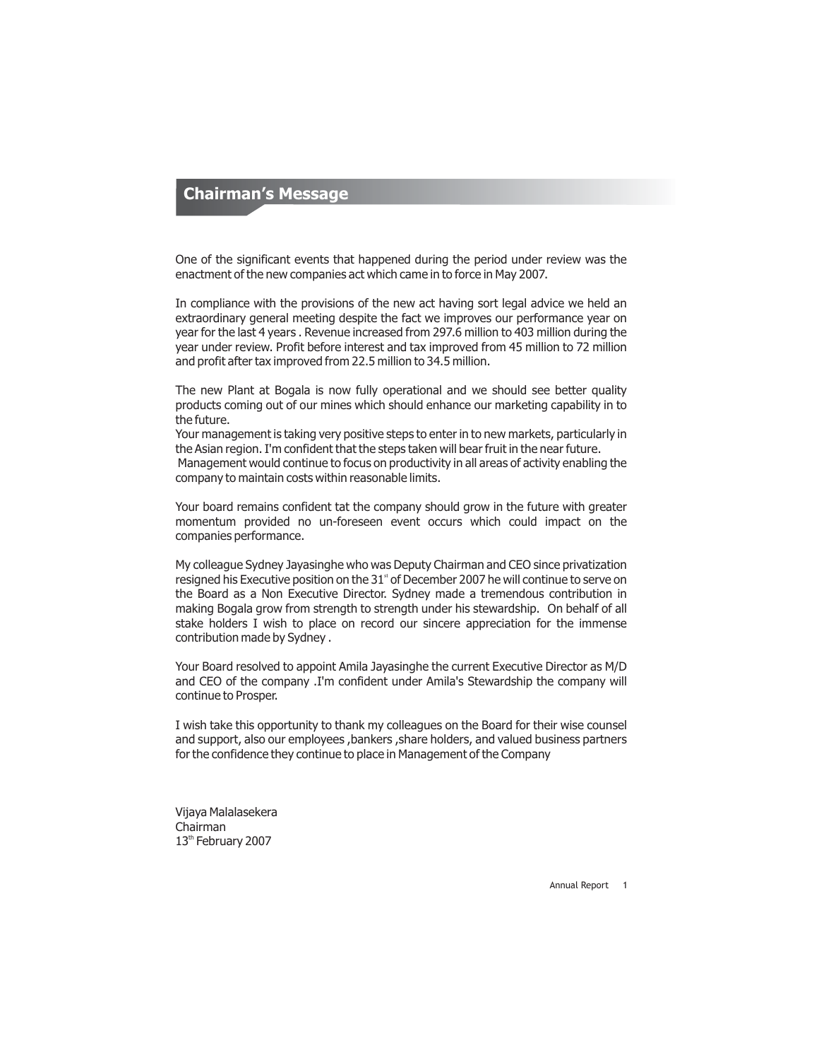# Chairman's Message

One of the significant events that happened during the period under review was the enactment of the new companies act which came in to force in May 2007.

In compliance with the provisions of the new act having sort legal advice we held an extraordinary general meeting despite the fact we improves our performance year on year for the last 4 years . Revenue increased from 297.6 million to 403 million during the year under review. Profit before interest and tax improved from 45 million to 72 million and profit after tax improved from 22.5 million to 34.5 million.

The new Plant at Bogala is now fully operational and we should see better quality products coming out of our mines which should enhance our marketing capability in to the future.
Your management is taking very positive steps to enter in to new markets, particularly in the Asian region. I'm confident that the steps taken will bear fruit in the near future.
Management would continue to focus on productivity in all areas of activity enabling the company to maintain costs within reasonable limits.

Your board remains confident tat the company should grow in the future with greater momentum provided no un-foreseen event occurs which could impact on the companies performance.

My colleague Sydney Jayasinghe who was Deputy Chairman and CEO since privatization resigned his Executive position on the 31st of December 2007 he will continue to serve on the Board as a Non Executive Director. Sydney made a tremendous contribution in making Bogala grow from strength to strength under his stewardship. On behalf of all stake holders I wish to place on record our sincere appreciation for the immense contribution made by Sydney .

Your Board resolved to appoint Amila Jayasinghe the current Executive Director as M/D and CEO of the company .I'm confident under Amila's Stewardship the company will continue to Prosper.

I wish take this opportunity to thank my colleagues on the Board for their wise counsel and support, also our employees ,bankers ,share holders, and valued business partners for the confidence they continue to place in Management of the Company

Vijaya Malalasekera
Chairman
13th February 2007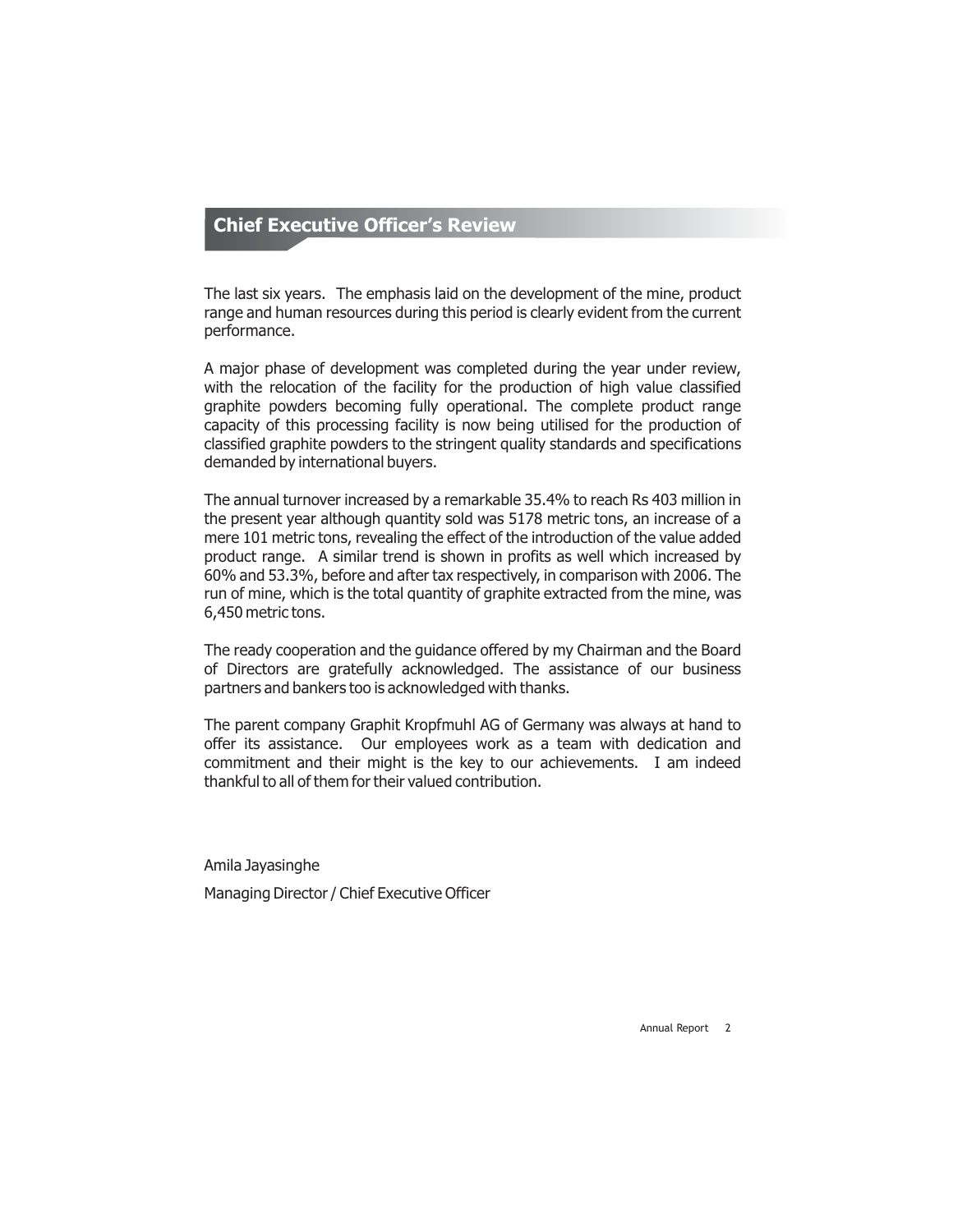## Chief Executive Officer's Review

The last six years. The emphasis laid on the development of the mine, product range and human resources during this period is clearly evident from the current performance.

A major phase of development was completed during the year under review, with the relocation of the facility for the production of high value classified graphite powders becoming fully operational. The complete product range capacity of this processing facility is now being utilised for the production of classified graphite powders to the stringent quality standards and specifications demanded by international buyers.

The annual turnover increased by a remarkable 35.4% to reach Rs 403 million in the present year although quantity sold was 5178 metric tons, an increase of a mere 101 metric tons, revealing the effect of the introduction of the value added product range. A similar trend is shown in profits as well which increased by 60% and 53.3%, before and after tax respectively, in comparison with 2006. The run of mine, which is the total quantity of graphite extracted from the mine, was 6,450 metric tons.

The ready cooperation and the guidance offered by my Chairman and the Board of Directors are gratefully acknowledged. The assistance of our business partners and bankers too is acknowledged with thanks.

The parent company Graphit Kropfmuhl AG of Germany was always at hand to offer its assistance. Our employees work as a team with dedication and commitment and their might is the key to our achievements. I am indeed thankful to all of them for their valued contribution.

Amila Jayasinghe

Managing Director / Chief Executive Officer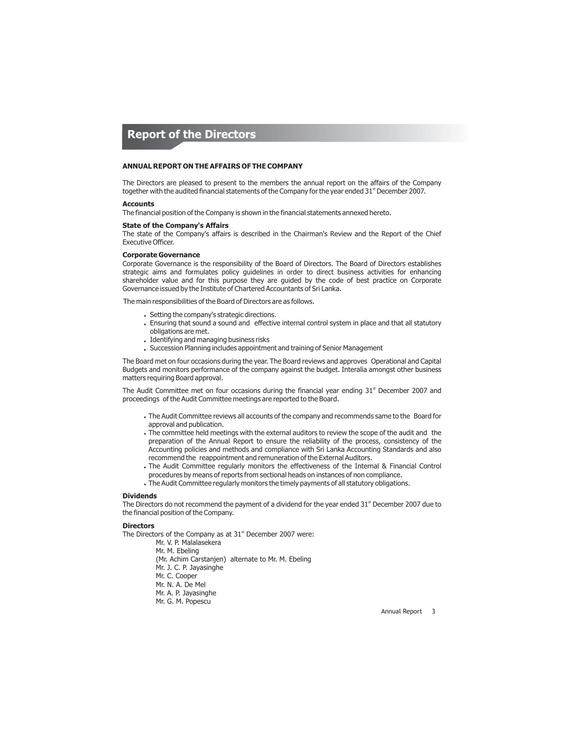# Report of the Directors

**ANNUAL REPORT ON THE AFFAIRS OF THE COMPANY**

The Directors are pleased to present to the members the annual report on the affairs of the Company together with the audited financial statements of the Company for the year ended 31st December 2007.

**Accounts**

The financial position of the Company is shown in the financial statements annexed hereto.

**State of the Company's Affairs**

The state of the Company's affairs is described in the Chairman's Review and the Report of the Chief Executive Officer.

**Corporate Governance**

Corporate Governance is the responsibility of the Board of Directors. The Board of Directors establishes strategic aims and formulates policy guidelines in order to direct business activities for enhancing shareholder value and for this purpose they are guided by the code of best practice on Corporate Governance issued by the Institute of Chartered Accountants of Sri Lanka.

The main responsibilities of the Board of Directors are as follows.

- Setting the company's strategic directions.
- Ensuring that sound a sound and effective internal control system in place and that all statutory obligations are met.
- Identifying and managing business risks
- Succession Planning includes appointment and training of Senior Management

The Board met on four occasions during the year. The Board reviews and approves Operational and Capital Budgets and monitors performance of the company against the budget. Interalia amongst other business matters requiring Board approval.

The Audit Committee met on four occasions during the financial year ending 31st December 2007 and proceedings of the Audit Committee meetings are reported to the Board.

- The Audit Committee reviews all accounts of the company and recommends same to the Board for approval and publication.
- The committee held meetings with the external auditors to review the scope of the audit and the preparation of the Annual Report to ensure the reliability of the process, consistency of the Accounting policies and methods and compliance with Sri Lanka Accounting Standards and also recommend the reappointment and remuneration of the External Auditors.
- The Audit Committee regularly monitors the effectiveness of the Internal & Financial Control procedures by means of reports from sectional heads on instances of non compliance.
- The Audit Committee regularly monitors the timely payments of all statutory obligations.

**Dividends**

The Directors do not recommend the payment of a dividend for the year ended 31st December 2007 due to the financial position of the Company.

**Directors**

The Directors of the Company as at 31st December 2007 were:

Mr. V. P. Malalasekera
Mr. M. Ebeling
(Mr. Achim Carstanjen) alternate to Mr. M. Ebeling
Mr. J. C. P. Jayasinghe
Mr. C. Cooper
Mr. N. A. De Mel
Mr. A. P. Jayasinghe
Mr. G. M. Popescu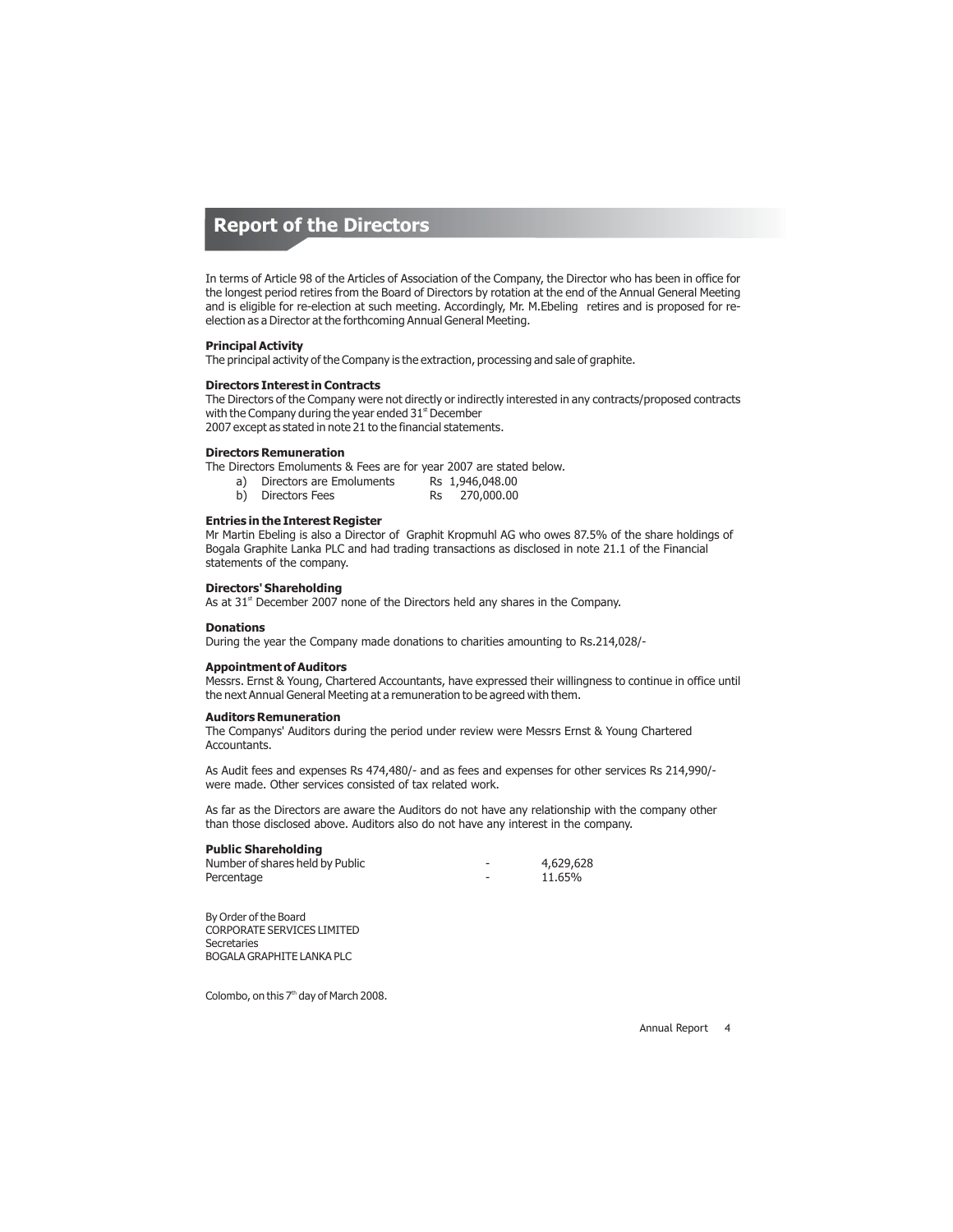# Report of the Directors

In terms of Article 98 of the Articles of Association of the Company, the Director who has been in office for the longest period retires from the Board of Directors by rotation at the end of the Annual General Meeting and is eligible for re-election at such meeting. Accordingly, Mr. M.Ebeling retires and is proposed for re-election as a Director at the forthcoming Annual General Meeting.

**Principal Activity**

The principal activity of the Company is the extraction, processing and sale of graphite.

**Directors Interest in Contracts**

The Directors of the Company were not directly or indirectly interested in any contracts/proposed contracts with the Company during the year ended 31st December 2007 except as stated in note 21 to the financial statements.

**Directors Remuneration**

The Directors Emoluments & Fees are for year 2007 are stated below.

a) Directors are Emoluments Rs 1,946,048.00
b) Directors Fees Rs 270,000.00

**Entries in the Interest Register**

Mr Martin Ebeling is also a Director of Graphit Kropmuhl AG who owes 87.5% of the share holdings of Bogala Graphite Lanka PLC and had trading transactions as disclosed in note 21.1 of the Financial statements of the company.

**Directors' Shareholding**

As at 31st December 2007 none of the Directors held any shares in the Company.

**Donations**

During the year the Company made donations to charities amounting to Rs.214,028/-

**Appointment of Auditors**

Messrs. Ernst & Young, Chartered Accountants, have expressed their willingness to continue in office until the next Annual General Meeting at a remuneration to be agreed with them.

**Auditors Remuneration**

The Companys' Auditors during the period under review were Messrs Ernst & Young Chartered Accountants.

As Audit fees and expenses Rs 474,480/- and as fees and expenses for other services Rs 214,990/- were made. Other services consisted of tax related work.

As far as the Directors are aware the Auditors do not have any relationship with the company other than those disclosed above. Auditors also do not have any interest in the company.

**Public Shareholding**

| | | |
|---|---|---|
| Number of shares held by Public | - | 4,629,628 |
| Percentage | - | 11.65% |

By Order of the Board
CORPORATE SERVICES LIMITED
Secretaries
BOGALA GRAPHITE LANKA PLC

Colombo, on this 7th day of March 2008.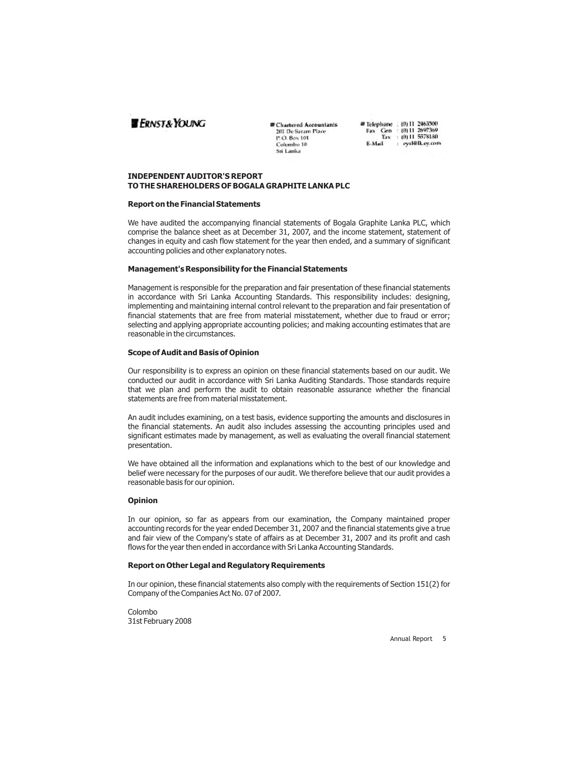ERNST & YOUNG

Chartered Accountants
201 De Saram Place
P. O. Box 101
Colombo 10
Sri Lanka

Telephone : (0) 11 2463500
Fax Gen : (0) 11 2697369
Tax : (0) 11 5578180
E-Mail : eysl@lk.ey.com

**INDEPENDENT AUDITOR'S REPORT**
**TO THE SHAREHOLDERS OF BOGALA GRAPHITE LANKA PLC**

**Report on the Financial Statements**

We have audited the accompanying financial statements of Bogala Graphite Lanka PLC, which comprise the balance sheet as at December 31, 2007, and the income statement, statement of changes in equity and cash flow statement for the year then ended, and a summary of significant accounting policies and other explanatory notes.

**Management's Responsibility for the Financial Statements**

Management is responsible for the preparation and fair presentation of these financial statements in accordance with Sri Lanka Accounting Standards. This responsibility includes: designing, implementing and maintaining internal control relevant to the preparation and fair presentation of financial statements that are free from material misstatement, whether due to fraud or error; selecting and applying appropriate accounting policies; and making accounting estimates that are reasonable in the circumstances.

**Scope of Audit and Basis of Opinion**

Our responsibility is to express an opinion on these financial statements based on our audit. We conducted our audit in accordance with Sri Lanka Auditing Standards. Those standards require that we plan and perform the audit to obtain reasonable assurance whether the financial statements are free from material misstatement.

An audit includes examining, on a test basis, evidence supporting the amounts and disclosures in the financial statements. An audit also includes assessing the accounting principles used and significant estimates made by management, as well as evaluating the overall financial statement presentation.

We have obtained all the information and explanations which to the best of our knowledge and belief were necessary for the purposes of our audit. We therefore believe that our audit provides a reasonable basis for our opinion.

**Opinion**

In our opinion, so far as appears from our examination, the Company maintained proper accounting records for the year ended December 31, 2007 and the financial statements give a true and fair view of the Company's state of affairs as at December 31, 2007 and its profit and cash flows for the year then ended in accordance with Sri Lanka Accounting Standards.

**Report on Other Legal and Regulatory Requirements**

In our opinion, these financial statements also comply with the requirements of Section 151(2) for Company of the Companies Act No. 07 of 2007.

Colombo
31st February 2008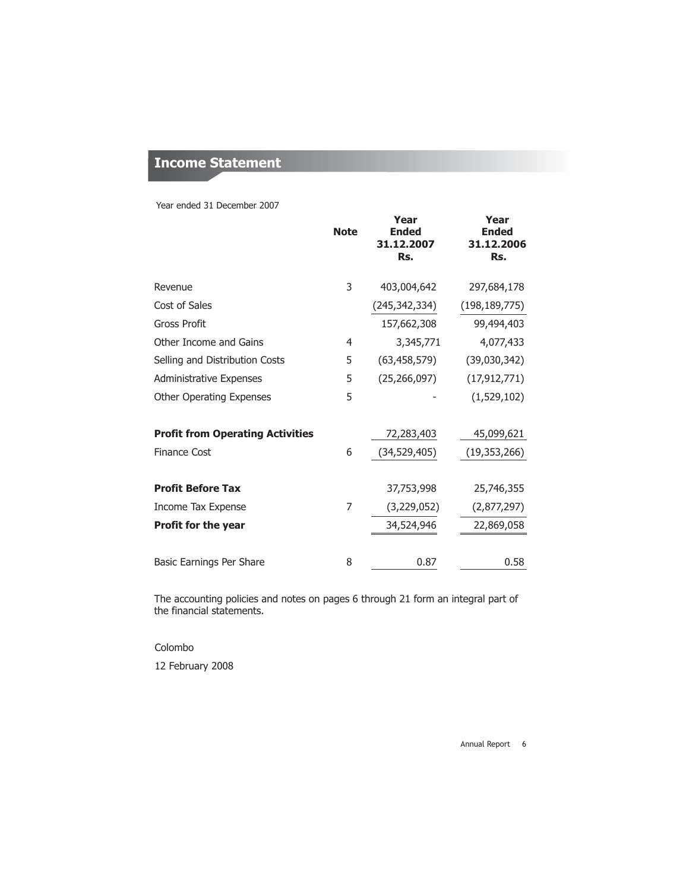# Income Statement

Year ended 31 December 2007

| | Note | Year Ended 31.12.2007 Rs. | Year Ended 31.12.2006 Rs. |
|---|---|---|---|
| Revenue | 3 | 403,004,642 | 297,684,178 |
| Cost of Sales | | (245,342,334) | (198,189,775) |
| Gross Profit | | 157,662,308 | 99,494,403 |
| Other Income and Gains | 4 | 3,345,771 | 4,077,433 |
| Selling and Distribution Costs | 5 | (63,458,579) | (39,030,342) |
| Administrative Expenses | 5 | (25,266,097) | (17,912,771) |
| Other Operating Expenses | 5 | - | (1,529,102) |
| **Profit from Operating Activities** | | 72,283,403 | 45,099,621 |
| Finance Cost | 6 | (34,529,405) | (19,353,266) |
| **Profit Before Tax** | | 37,753,998 | 25,746,355 |
| Income Tax Expense | 7 | (3,229,052) | (2,877,297) |
| **Profit for the year** | | 34,524,946 | 22,869,058 |
| Basic Earnings Per Share | 8 | 0.87 | 0.58 |

The accounting policies and notes on pages 6 through 21 form an integral part of the financial statements.

Colombo

12 February 2008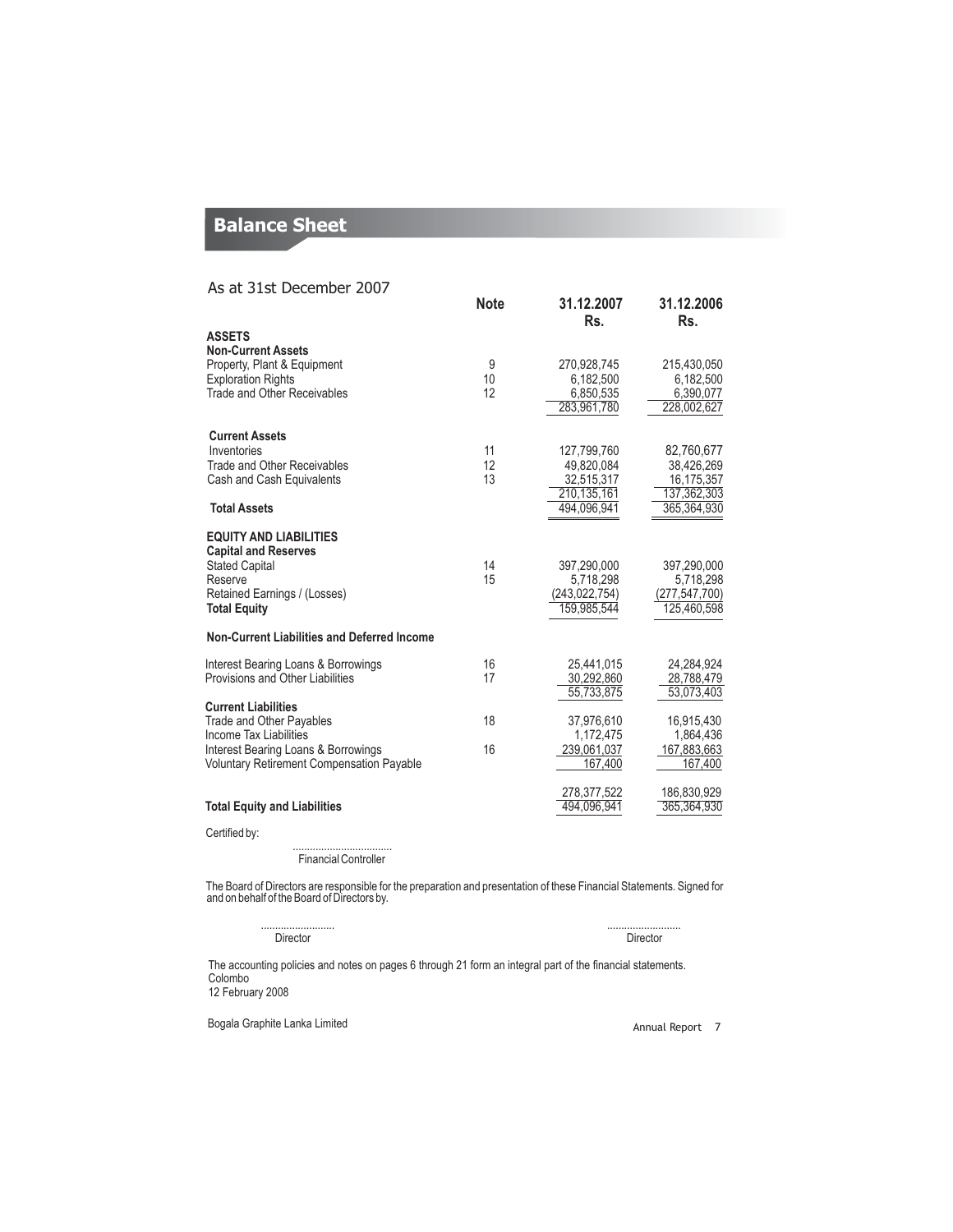# Balance Sheet

As at 31st December 2007

| | Note | 31.12.2007 Rs. | 31.12.2006 Rs. |
|---|---|---|---|
| **ASSETS** | | | |
| **Non-Current Assets** | | | |
| Property, Plant & Equipment | 9 | 270,928,745 | 215,430,050 |
| Exploration Rights | 10 | 6,182,500 | 6,182,500 |
| Trade and Other Receivables | 12 | 6,850,535 | 6,390,077 |
| | | 283,961,780 | 228,002,627 |
| **Current Assets** | | | |
| Inventories | 11 | 127,799,760 | 82,760,677 |
| Trade and Other Receivables | 12 | 49,820,084 | 38,426,269 |
| Cash and Cash Equivalents | 13 | 32,515,317 | 16,175,357 |
| | | 210,135,161 | 137,362,303 |
| **Total Assets** | | 494,096,941 | 365,364,930 |
| **EQUITY AND LIABILITIES** | | | |
| **Capital and Reserves** | | | |
| Stated Capital | 14 | 397,290,000 | 397,290,000 |
| Reserve | 15 | 5,718,298 | 5,718,298 |
| Retained Earnings / (Losses) | | (243,022,754) | (277,547,700) |
| **Total Equity** | | 159,985,544 | 125,460,598 |
| **Non-Current Liabilities and Deferred Income** | | | |
| Interest Bearing Loans & Borrowings | 16 | 25,441,015 | 24,284,924 |
| Provisions and Other Liabilities | 17 | 30,292,860 | 28,788,479 |
| | | 55,733,875 | 53,073,403 |
| **Current Liabilities** | | | |
| Trade and Other Payables | 18 | 37,976,610 | 16,915,430 |
| Income Tax Liabilities | | 1,172,475 | 1,864,436 |
| Interest Bearing Loans & Borrowings | 16 | 239,061,037 | 167,883,663 |
| Voluntary Retirement Compensation Payable | | 167,400 | 167,400 |
| | | 278,377,522 | 186,830,929 |
| **Total Equity and Liabilities** | | 494,096,941 | 365,364,930 |

Certified by:

...................................
Financial Controller

The Board of Directors are responsible for the preparation and presentation of these Financial Statements. Signed for and on behalf of the Board of Directors by.

.......................... Director

.......................... Director

The accounting policies and notes on pages 6 through 21 form an integral part of the financial statements.
Colombo
12 February 2008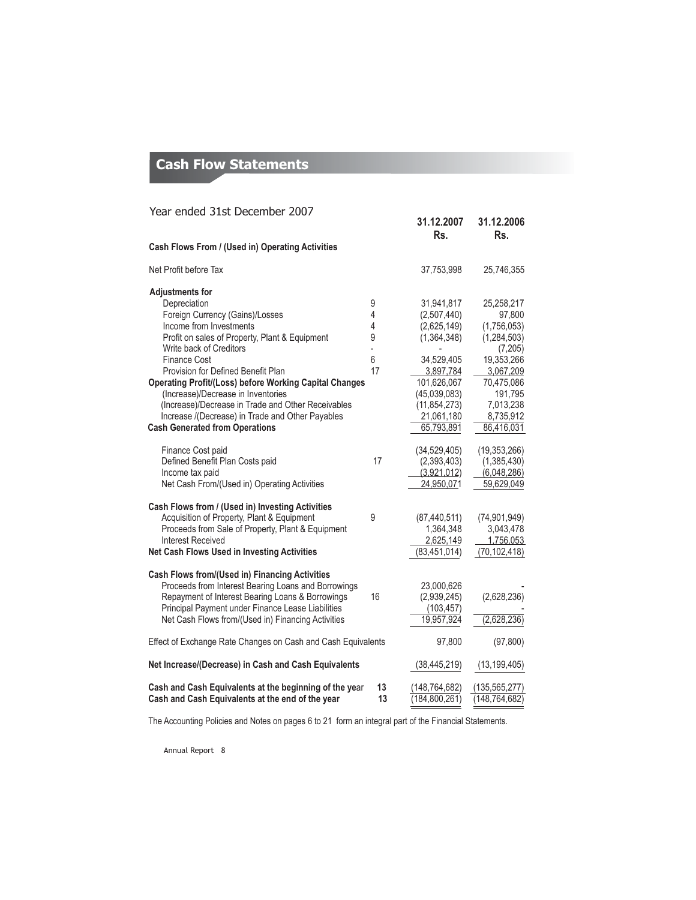# Cash Flow Statements

Year ended 31st December 2007

| | Note | 31.12.2007 Rs. | 31.12.2006 Rs. |
|---|---|---|---|
| **Cash Flows From / (Used in) Operating Activities** | | | |
| Net Profit before Tax | | 37,753,998 | 25,746,355 |
| **Adjustments for** | | | |
| Depreciation | 9 | 31,941,817 | 25,258,217 |
| Foreign Currency (Gains)/Losses | 4 | (2,507,440) | 97,800 |
| Income from Investments | 4 | (2,625,149) | (1,756,053) |
| Profit on sales of Property, Plant & Equipment | 9 | (1,364,348) | (1,284,503) |
| Write back of Creditors | - | - | (7,205) |
| Finance Cost | 6 | 34,529,405 | 19,353,266 |
| Provision for Defined Benefit Plan | 17 | 3,897,784 | 3,067,209 |
| **Operating Profit/(Loss) before Working Capital Changes** | | 101,626,067 | 70,475,086 |
| (Increase)/Decrease in Inventories | | (45,039,083) | 191,795 |
| (Increase)/Decrease in Trade and Other Receivables | | (11,854,273) | 7,013,238 |
| Increase /(Decrease) in Trade and Other Payables | | 21,061,180 | 8,735,912 |
| **Cash Generated from Operations** | | 65,793,891 | 86,416,031 |
| Finance Cost paid | | (34,529,405) | (19,353,266) |
| Defined Benefit Plan Costs paid | 17 | (2,393,403) | (1,385,430) |
| Income tax paid | | (3,921,012) | (6,048,286) |
| Net Cash From/(Used in) Operating Activities | | 24,950,071 | 59,629,049 |
| **Cash Flows from / (Used in) Investing Activities** | | | |
| Acquisition of Property, Plant & Equipment | 9 | (87,440,511) | (74,901,949) |
| Proceeds from Sale of Property, Plant & Equipment | | 1,364,348 | 3,043,478 |
| Interest Received | | 2,625,149 | 1,756,053 |
| **Net Cash Flows Used in Investing Activities** | | (83,451,014) | (70,102,418) |
| **Cash Flows from/(Used in) Financing Activities** | | | |
| Proceeds from Interest Bearing Loans and Borrowings | | 23,000,626 | - |
| Repayment of Interest Bearing Loans & Borrowings | 16 | (2,939,245) | (2,628,236) |
| Principal Payment under Finance Lease Liabilities | | (103,457) | - |
| Net Cash Flows from/(Used in) Financing Activities | | 19,957,924 | (2,628,236) |
| Effect of Exchange Rate Changes on Cash and Cash Equivalents | | 97,800 | (97,800) |
| **Net Increase/(Decrease) in Cash and Cash Equivalents** | | (38,445,219) | (13,199,405) |
| **Cash and Cash Equivalents at the beginning of the year** | 13 | (148,764,682) | (135,565,277) |
| **Cash and Cash Equivalents at the end of the year** | 13 | (184,800,261) | (148,764,682) |

The Accounting Policies and Notes on pages 6 to 21 form an integral part of the Financial Statements.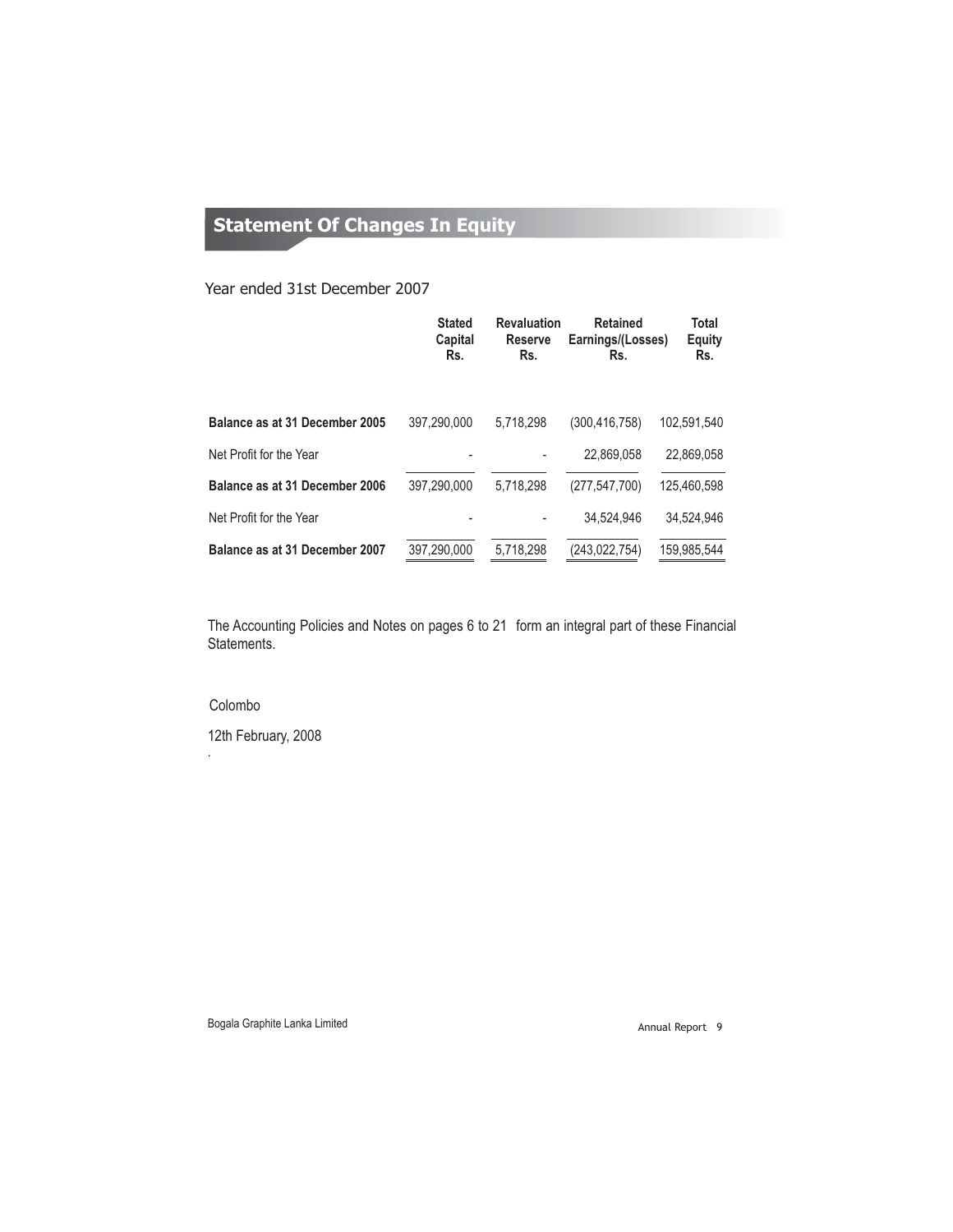## Statement Of Changes In Equity

Year ended 31st December 2007

| | Stated Capital Rs. | Revaluation Reserve Rs. | Retained Earnings/(Losses) Rs. | Total Equity Rs. |
|---|---|---|---|---|
| **Balance as at 31 December 2005** | 397,290,000 | 5,718,298 | (300,416,758) | 102,591,540 |
| Net Profit for the Year | - | - | 22,869,058 | 22,869,058 |
| **Balance as at 31 December 2006** | 397,290,000 | 5,718,298 | (277,547,700) | 125,460,598 |
| Net Profit for the Year | - | - | 34,524,946 | 34,524,946 |
| **Balance as at 31 December 2007** | 397,290,000 | 5,718,298 | (243,022,754) | 159,985,544 |

The Accounting Policies and Notes on pages 6 to 21 form an integral part of these Financial Statements.

Colombo

12th February, 2008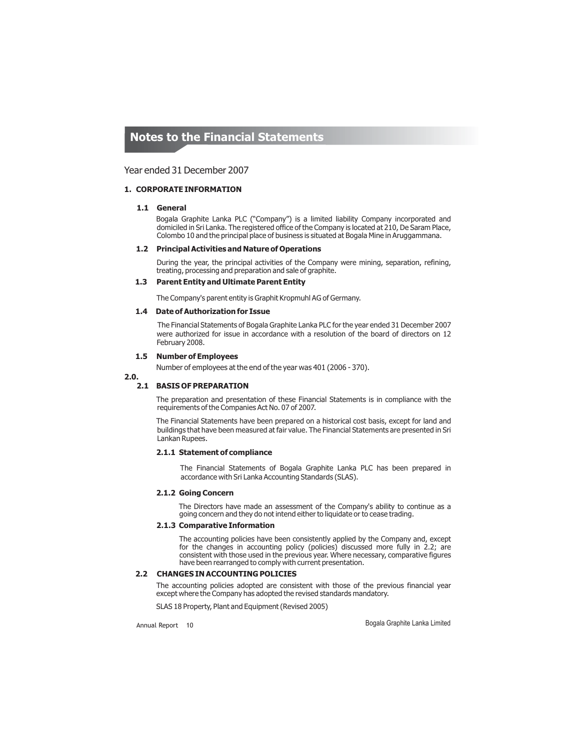# Notes to the Financial Statements

Year ended 31 December 2007

## 1. CORPORATE INFORMATION

### 1.1 General

Bogala Graphite Lanka PLC ("Company") is a limited liability Company incorporated and domiciled in Sri Lanka. The registered office of the Company is located at 210, De Saram Place, Colombo 10 and the principal place of business is situated at Bogala Mine in Aruggammana.

### 1.2 Principal Activities and Nature of Operations

During the year, the principal activities of the Company were mining, separation, refining, treating, processing and preparation and sale of graphite.

### 1.3 Parent Entity and Ultimate Parent Entity

The Company's parent entity is Graphit Kropmuhl AG of Germany.

### 1.4 Date of Authorization for Issue

The Financial Statements of Bogala Graphite Lanka PLC for the year ended 31 December 2007 were authorized for issue in accordance with a resolution of the board of directors on 12 February 2008.

### 1.5 Number of Employees

Number of employees at the end of the year was 401 (2006 - 370).

## 2.0.

### 2.1 BASIS OF PREPARATION

The preparation and presentation of these Financial Statements is in compliance with the requirements of the Companies Act No. 07 of 2007.

The Financial Statements have been prepared on a historical cost basis, except for land and buildings that have been measured at fair value. The Financial Statements are presented in Sri Lankan Rupees.

#### 2.1.1 Statement of compliance

The Financial Statements of Bogala Graphite Lanka PLC has been prepared in accordance with Sri Lanka Accounting Standards (SLAS).

#### 2.1.2 Going Concern

The Directors have made an assessment of the Company's ability to continue as a going concern and they do not intend either to liquidate or to cease trading.

#### 2.1.3 Comparative Information

The accounting policies have been consistently applied by the Company and, except for the changes in accounting policy (policies) discussed more fully in 2.2; are consistent with those used in the previous year. Where necessary, comparative figures have been rearranged to comply with current presentation.

### 2.2 CHANGES IN ACCOUNTING POLICIES

The accounting policies adopted are consistent with those of the previous financial year except where the Company has adopted the revised standards mandatory.

SLAS 18 Property, Plant and Equipment (Revised 2005)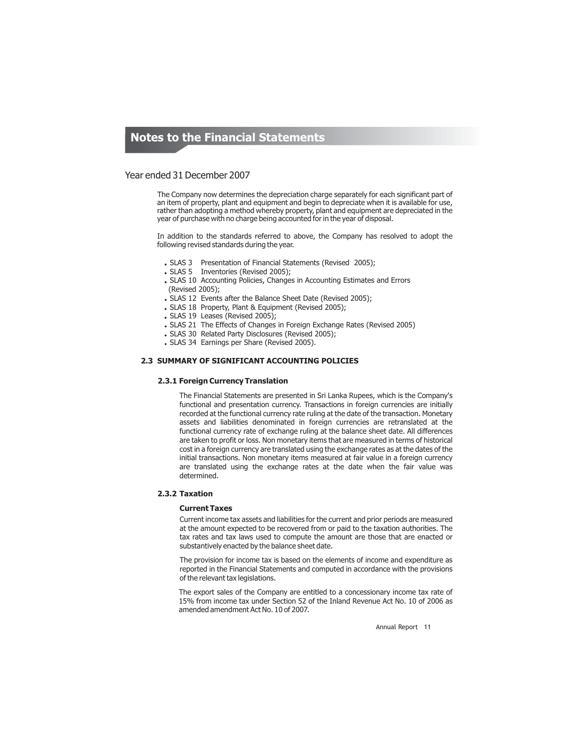# Notes to the Financial Statements

## Year ended 31 December 2007

The Company now determines the depreciation charge separately for each significant part of an item of property, plant and equipment and begin to depreciate when it is available for use, rather than adopting a method whereby property, plant and equipment are depreciated in the year of purchase with no charge being accounted for in the year of disposal.

In addition to the standards referred to above, the Company has resolved to adopt the following revised standards during the year.

- SLAS 3 Presentation of Financial Statements (Revised 2005);
- SLAS 5 Inventories (Revised 2005);
- SLAS 10 Accounting Policies, Changes in Accounting Estimates and Errors (Revised 2005);
- SLAS 12 Events after the Balance Sheet Date (Revised 2005);
- SLAS 18 Property, Plant & Equipment (Revised 2005);
- SLAS 19 Leases (Revised 2005);
- SLAS 21 The Effects of Changes in Foreign Exchange Rates (Revised 2005)
- SLAS 30 Related Party Disclosures (Revised 2005);
- SLAS 34 Earnings per Share (Revised 2005).

### 2.3 SUMMARY OF SIGNIFICANT ACCOUNTING POLICIES

#### 2.3.1 Foreign Currency Translation

The Financial Statements are presented in Sri Lanka Rupees, which is the Company's functional and presentation currency. Transactions in foreign currencies are initially recorded at the functional currency rate ruling at the date of the transaction. Monetary assets and liabilities denominated in foreign currencies are retranslated at the functional currency rate of exchange ruling at the balance sheet date. All differences are taken to profit or loss. Non monetary items that are measured in terms of historical cost in a foreign currency are translated using the exchange rates as at the dates of the initial transactions. Non monetary items measured at fair value in a foreign currency are translated using the exchange rates at the date when the fair value was determined.

#### 2.3.2 Taxation

**Current Taxes**

Current income tax assets and liabilities for the current and prior periods are measured at the amount expected to be recovered from or paid to the taxation authorities. The tax rates and tax laws used to compute the amount are those that are enacted or substantively enacted by the balance sheet date.

The provision for income tax is based on the elements of income and expenditure as reported in the Financial Statements and computed in accordance with the provisions of the relevant tax legislations.

The export sales of the Company are entitled to a concessionary income tax rate of 15% from income tax under Section 52 of the Inland Revenue Act No. 10 of 2006 as amended amendment Act No. 10 of 2007.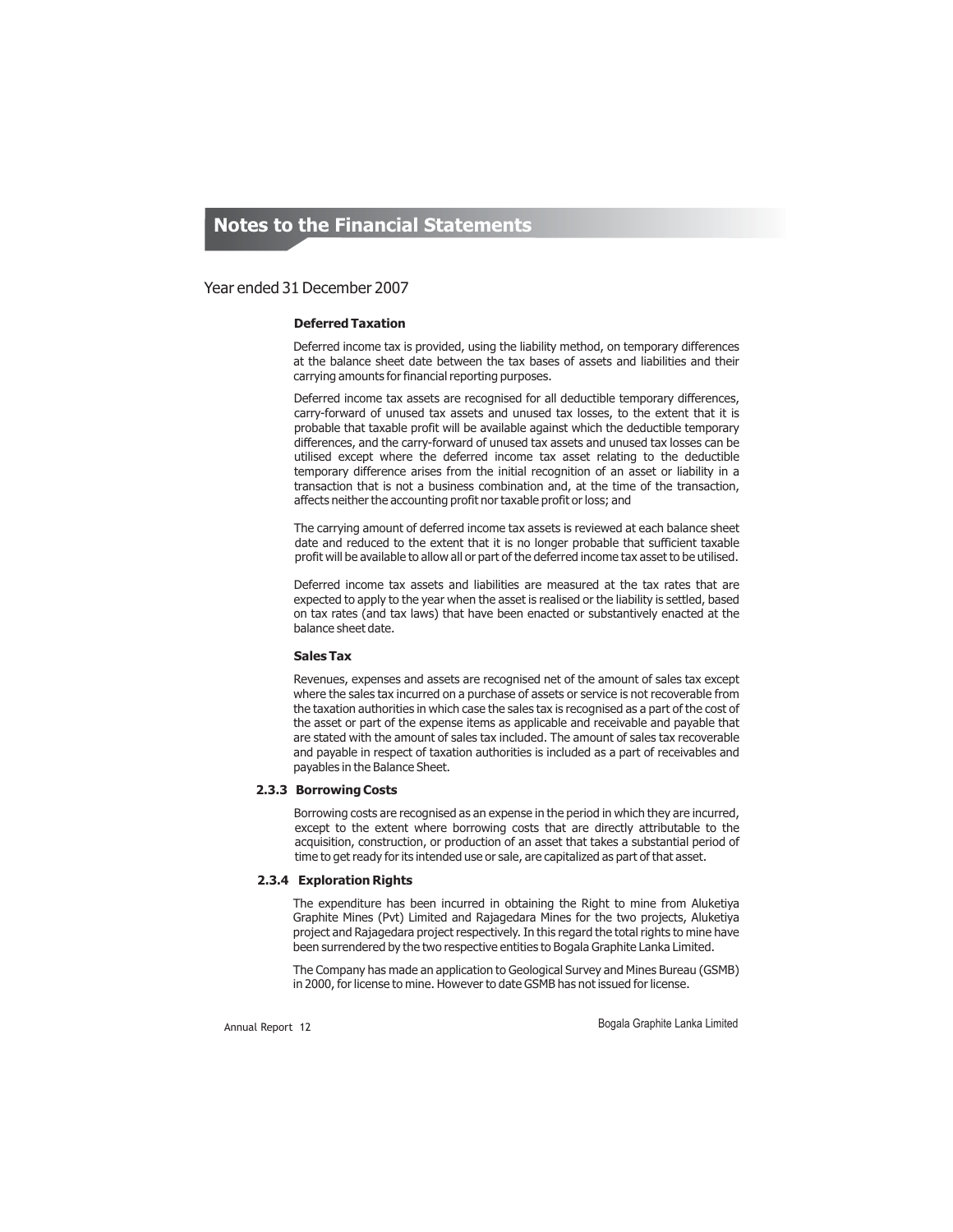# Notes to the Financial Statements

Year ended 31 December 2007

**Deferred Taxation**

Deferred income tax is provided, using the liability method, on temporary differences at the balance sheet date between the tax bases of assets and liabilities and their carrying amounts for financial reporting purposes.

Deferred income tax assets are recognised for all deductible temporary differences, carry-forward of unused tax assets and unused tax losses, to the extent that it is probable that taxable profit will be available against which the deductible temporary differences, and the carry-forward of unused tax assets and unused tax losses can be utilised except where the deferred income tax asset relating to the deductible temporary difference arises from the initial recognition of an asset or liability in a transaction that is not a business combination and, at the time of the transaction, affects neither the accounting profit nor taxable profit or loss; and

The carrying amount of deferred income tax assets is reviewed at each balance sheet date and reduced to the extent that it is no longer probable that sufficient taxable profit will be available to allow all or part of the deferred income tax asset to be utilised.

Deferred income tax assets and liabilities are measured at the tax rates that are expected to apply to the year when the asset is realised or the liability is settled, based on tax rates (and tax laws) that have been enacted or substantively enacted at the balance sheet date.

**Sales Tax**

Revenues, expenses and assets are recognised net of the amount of sales tax except where the sales tax incurred on a purchase of assets or service is not recoverable from the taxation authorities in which case the sales tax is recognised as a part of the cost of the asset or part of the expense items as applicable and receivable and payable that are stated with the amount of sales tax included. The amount of sales tax recoverable and payable in respect of taxation authorities is included as a part of receivables and payables in the Balance Sheet.

### 2.3.3 Borrowing Costs

Borrowing costs are recognised as an expense in the period in which they are incurred, except to the extent where borrowing costs that are directly attributable to the acquisition, construction, or production of an asset that takes a substantial period of time to get ready for its intended use or sale, are capitalized as part of that asset.

### 2.3.4 Exploration Rights

The expenditure has been incurred in obtaining the Right to mine from Aluketiya Graphite Mines (Pvt) Limited and Rajagedara Mines for the two projects, Aluketiya project and Rajagedara project respectively. In this regard the total rights to mine have been surrendered by the two respective entities to Bogala Graphite Lanka Limited.

The Company has made an application to Geological Survey and Mines Bureau (GSMB) in 2000, for license to mine. However to date GSMB has not issued for license.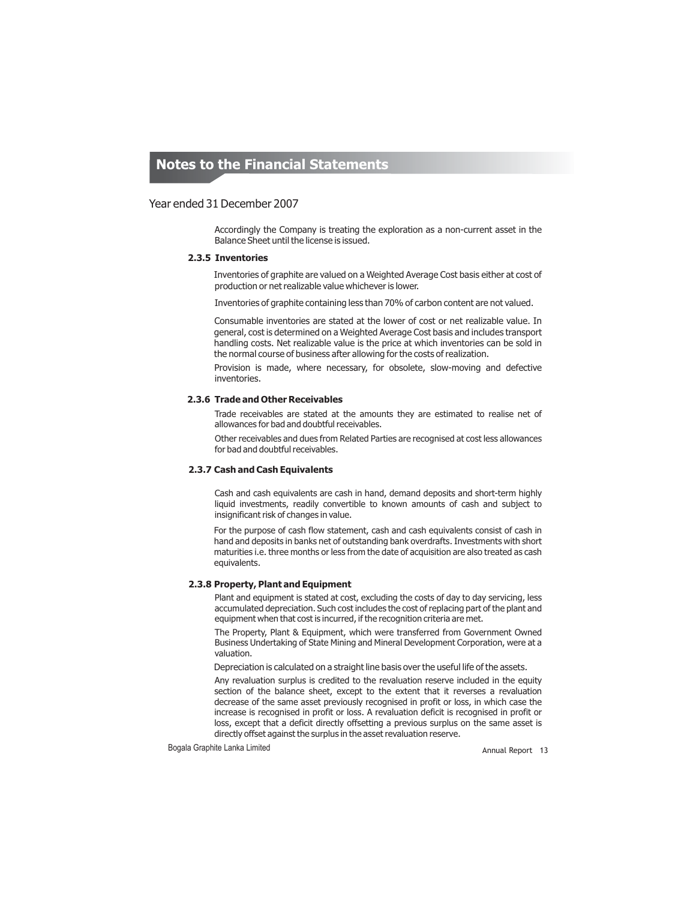## Notes to the Financial Statements

Year ended 31 December 2007

Accordingly the Company is treating the exploration as a non-current asset in the Balance Sheet until the license is issued.

### 2.3.5 Inventories

Inventories of graphite are valued on a Weighted Average Cost basis either at cost of production or net realizable value whichever is lower.

Inventories of graphite containing less than 70% of carbon content are not valued.

Consumable inventories are stated at the lower of cost or net realizable value. In general, cost is determined on a Weighted Average Cost basis and includes transport handling costs. Net realizable value is the price at which inventories can be sold in the normal course of business after allowing for the costs of realization.

Provision is made, where necessary, for obsolete, slow-moving and defective inventories.

### 2.3.6 Trade and Other Receivables

Trade receivables are stated at the amounts they are estimated to realise net of allowances for bad and doubtful receivables.

Other receivables and dues from Related Parties are recognised at cost less allowances for bad and doubtful receivables.

### 2.3.7 Cash and Cash Equivalents

Cash and cash equivalents are cash in hand, demand deposits and short-term highly liquid investments, readily convertible to known amounts of cash and subject to insignificant risk of changes in value.

For the purpose of cash flow statement, cash and cash equivalents consist of cash in hand and deposits in banks net of outstanding bank overdrafts. Investments with short maturities i.e. three months or less from the date of acquisition are also treated as cash equivalents.

### 2.3.8 Property, Plant and Equipment

Plant and equipment is stated at cost, excluding the costs of day to day servicing, less accumulated depreciation. Such cost includes the cost of replacing part of the plant and equipment when that cost is incurred, if the recognition criteria are met.

The Property, Plant & Equipment, which were transferred from Government Owned Business Undertaking of State Mining and Mineral Development Corporation, were at a valuation.

Depreciation is calculated on a straight line basis over the useful life of the assets.

Any revaluation surplus is credited to the revaluation reserve included in the equity section of the balance sheet, except to the extent that it reverses a revaluation decrease of the same asset previously recognised in profit or loss, in which case the increase is recognised in profit or loss. A revaluation deficit is recognised in profit or loss, except that a deficit directly offsetting a previous surplus on the same asset is directly offset against the surplus in the asset revaluation reserve.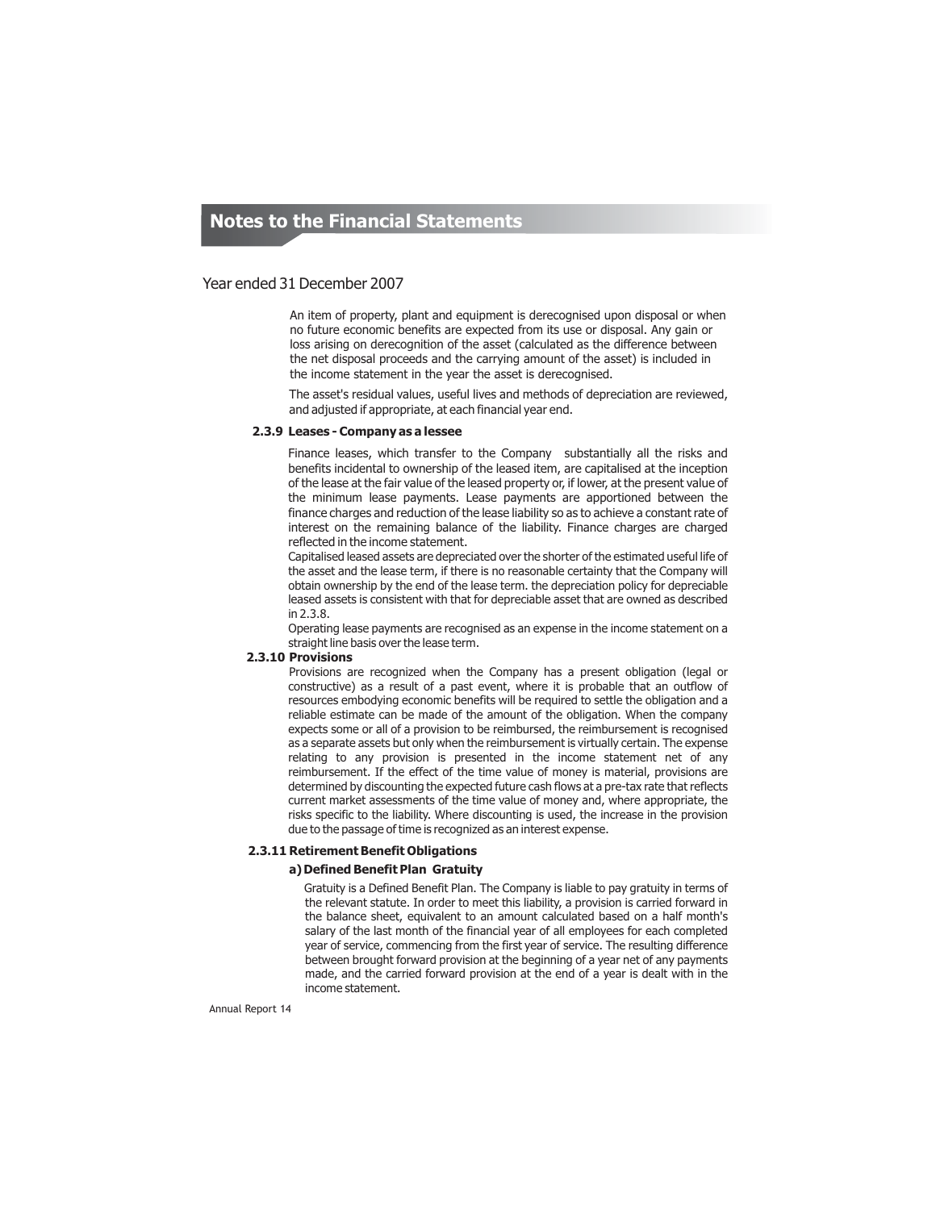## Notes to the Financial Statements

Year ended 31 December 2007

An item of property, plant and equipment is derecognised upon disposal or when no future economic benefits are expected from its use or disposal. Any gain or loss arising on derecognition of the asset (calculated as the difference between the net disposal proceeds and the carrying amount of the asset) is included in the income statement in the year the asset is derecognised.

The asset's residual values, useful lives and methods of depreciation are reviewed, and adjusted if appropriate, at each financial year end.

### 2.3.9 Leases - Company as a lessee

Finance leases, which transfer to the Company substantially all the risks and benefits incidental to ownership of the leased item, are capitalised at the inception of the lease at the fair value of the leased property or, if lower, at the present value of the minimum lease payments. Lease payments are apportioned between the finance charges and reduction of the lease liability so as to achieve a constant rate of interest on the remaining balance of the liability. Finance charges are charged reflected in the income statement.

Capitalised leased assets are depreciated over the shorter of the estimated useful life of the asset and the lease term, if there is no reasonable certainty that the Company will obtain ownership by the end of the lease term. the depreciation policy for depreciable leased assets is consistent with that for depreciable asset that are owned as described in 2.3.8.

Operating lease payments are recognised as an expense in the income statement on a straight line basis over the lease term.

### 2.3.10 Provisions

Provisions are recognized when the Company has a present obligation (legal or constructive) as a result of a past event, where it is probable that an outflow of resources embodying economic benefits will be required to settle the obligation and a reliable estimate can be made of the amount of the obligation. When the company expects some or all of a provision to be reimbursed, the reimbursement is recognised as a separate assets but only when the reimbursement is virtually certain. The expense relating to any provision is presented in the income statement net of any reimbursement. If the effect of the time value of money is material, provisions are determined by discounting the expected future cash flows at a pre-tax rate that reflects current market assessments of the time value of money and, where appropriate, the risks specific to the liability. Where discounting is used, the increase in the provision due to the passage of time is recognized as an interest expense.

### 2.3.11 Retirement Benefit Obligations

#### a) Defined Benefit Plan Gratuity

Gratuity is a Defined Benefit Plan. The Company is liable to pay gratuity in terms of the relevant statute. In order to meet this liability, a provision is carried forward in the balance sheet, equivalent to an amount calculated based on a half month's salary of the last month of the financial year of all employees for each completed year of service, commencing from the first year of service. The resulting difference between brought forward provision at the beginning of a year net of any payments made, and the carried forward provision at the end of a year is dealt with in the income statement.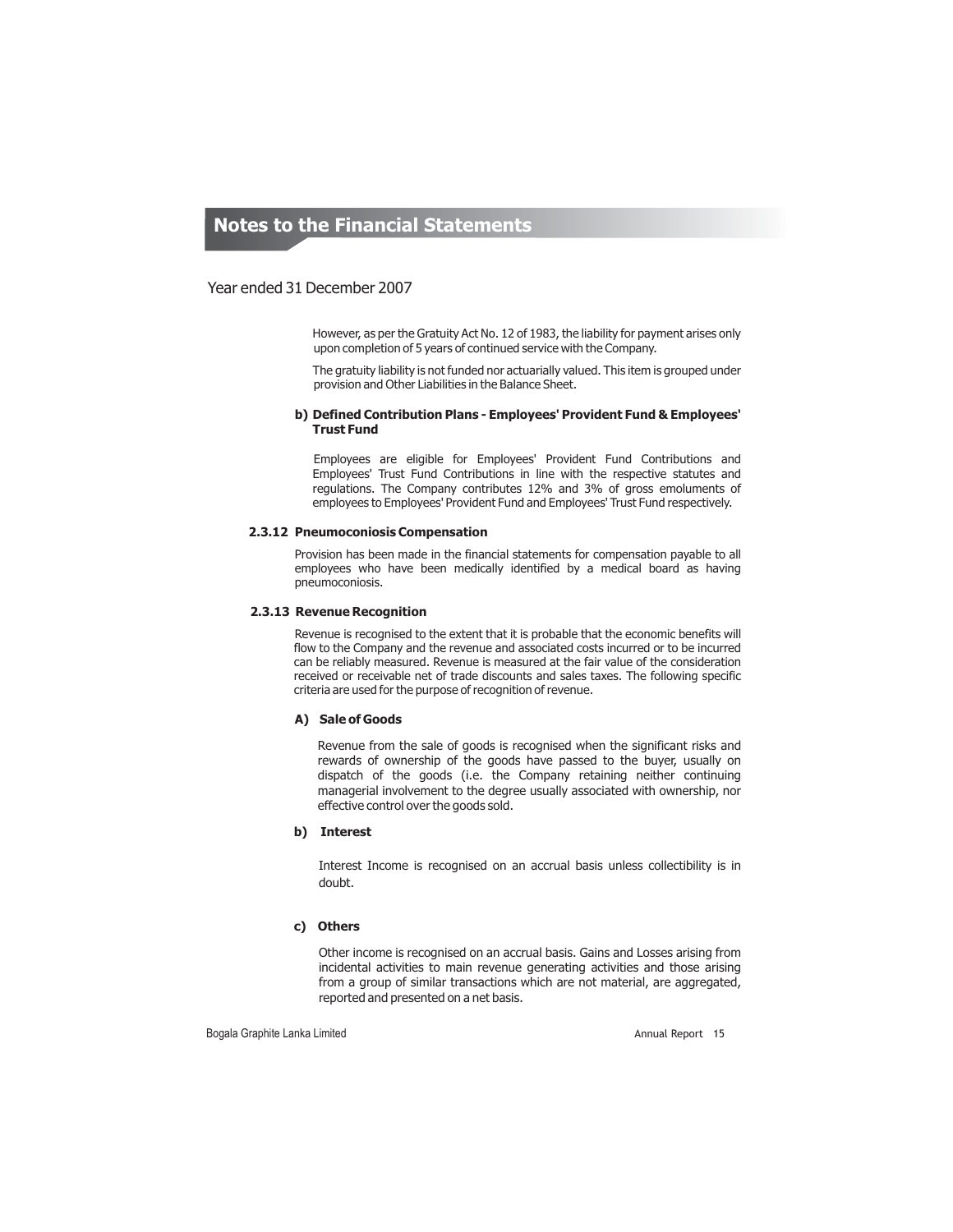# Notes to the Financial Statements

Year ended 31 December 2007

However, as per the Gratuity Act No. 12 of 1983, the liability for payment arises only upon completion of 5 years of continued service with the Company.

The gratuity liability is not funded nor actuarially valued. This item is grouped under provision and Other Liabilities in the Balance Sheet.

**b) Defined Contribution Plans - Employees' Provident Fund & Employees' Trust Fund**

Employees are eligible for Employees' Provident Fund Contributions and Employees' Trust Fund Contributions in line with the respective statutes and regulations. The Company contributes 12% and 3% of gross emoluments of employees to Employees' Provident Fund and Employees' Trust Fund respectively.

### 2.3.12 Pneumoconiosis Compensation

Provision has been made in the financial statements for compensation payable to all employees who have been medically identified by a medical board as having pneumoconiosis.

### 2.3.13 Revenue Recognition

Revenue is recognised to the extent that it is probable that the economic benefits will flow to the Company and the revenue and associated costs incurred or to be incurred can be reliably measured. Revenue is measured at the fair value of the consideration received or receivable net of trade discounts and sales taxes. The following specific criteria are used for the purpose of recognition of revenue.

**A) Sale of Goods**

Revenue from the sale of goods is recognised when the significant risks and rewards of ownership of the goods have passed to the buyer, usually on dispatch of the goods (i.e. the Company retaining neither continuing managerial involvement to the degree usually associated with ownership, nor effective control over the goods sold.

**b) Interest**

Interest Income is recognised on an accrual basis unless collectibility is in doubt.

**c) Others**

Other income is recognised on an accrual basis. Gains and Losses arising from incidental activities to main revenue generating activities and those arising from a group of similar transactions which are not material, are aggregated, reported and presented on a net basis.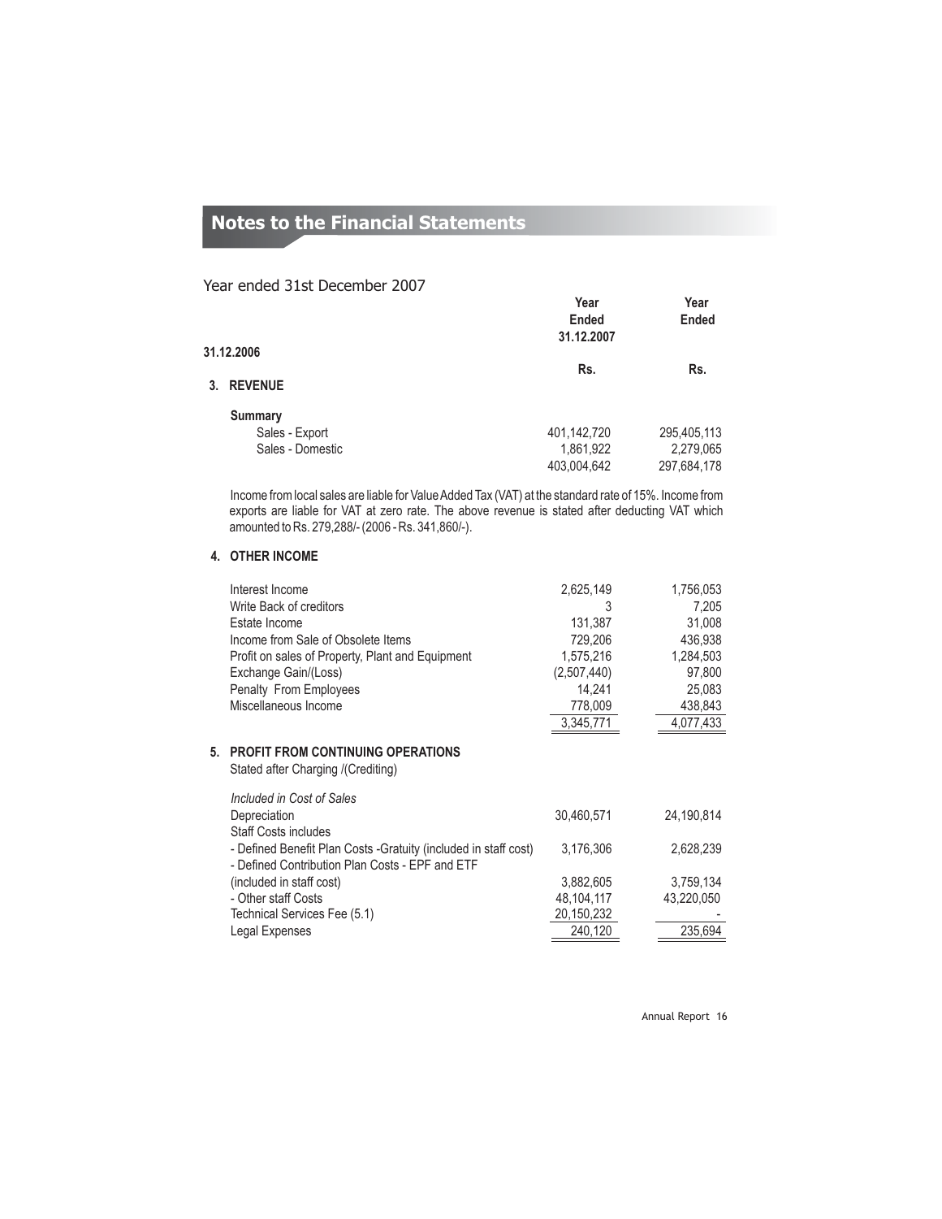# Notes to the Financial Statements

Year ended 31st December 2007

| | Year Ended 31.12.2007 | Year Ended 31.12.2006 |
|---|---|---|
| | Rs. | Rs. |
| **3. REVENUE** | | |
| **Summary** | | |
| Sales - Export | 401,142,720 | 295,405,113 |
| Sales - Domestic | 1,861,922 | 2,279,065 |
| | 403,004,642 | 297,684,178 |

Income from local sales are liable for Value Added Tax (VAT) at the standard rate of 15%. Income from exports are liable for VAT at zero rate. The above revenue is stated after deducting VAT which amounted to Rs. 279,288/- (2006 - Rs. 341,860/-).

## 4. OTHER INCOME

| | Year Ended 31.12.2007 | Year Ended 31.12.2006 |
|---|---|---|
| Interest Income | 2,625,149 | 1,756,053 |
| Write Back of creditors | 3 | 7,205 |
| Estate Income | 131,387 | 31,008 |
| Income from Sale of Obsolete Items | 729,206 | 436,938 |
| Profit on sales of Property, Plant and Equipment | 1,575,216 | 1,284,503 |
| Exchange Gain/(Loss) | (2,507,440) | 97,800 |
| Penalty From Employees | 14,241 | 25,083 |
| Miscellaneous Income | 778,009 | 438,843 |
| | 3,345,771 | 4,077,433 |

## 5. PROFIT FROM CONTINUING OPERATIONS

Stated after Charging /(Crediting)

| | Year Ended 31.12.2007 | Year Ended 31.12.2006 |
|---|---|---|
| *Included in Cost of Sales* | | |
| Depreciation | 30,460,571 | 24,190,814 |
| Staff Costs includes | | |
| - Defined Benefit Plan Costs -Gratuity (included in staff cost) | 3,176,306 | 2,628,239 |
| - Defined Contribution Plan Costs - EPF and ETF (included in staff cost) | 3,882,605 | 3,759,134 |
| - Other staff Costs | 48,104,117 | 43,220,050 |
| Technical Services Fee (5.1) | 20,150,232 | - |
| Legal Expenses | 240,120 | 235,694 |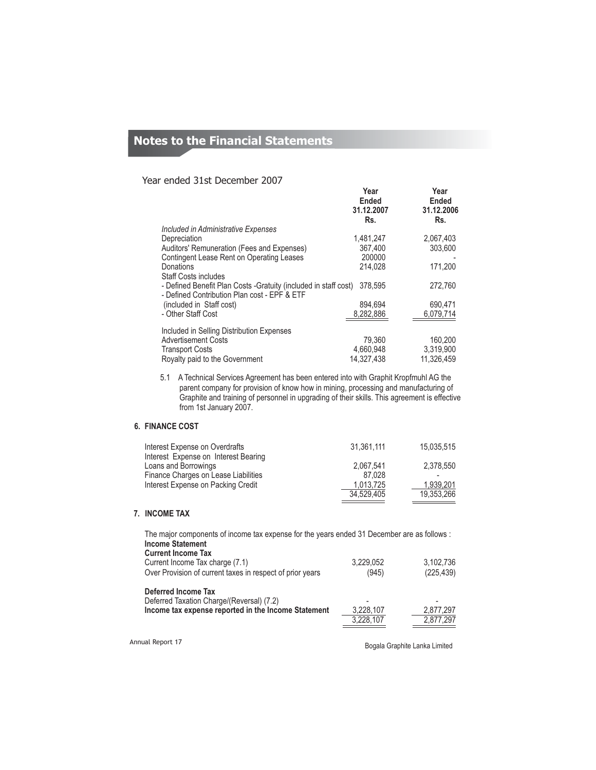# Notes to the Financial Statements

Year ended 31st December 2007

| | Year Ended 31.12.2007 Rs. | Year Ended 31.12.2006 Rs. |
|---|---|---|
| *Included in Administrative Expenses* | | |
| Depreciation | 1,481,247 | 2,067,403 |
| Auditors' Remuneration (Fees and Expenses) | 367,400 | 303,600 |
| Contingent Lease Rent on Operating Leases | 200000 | - |
| Donations | 214,028 | 171,200 |
| Staff Costs includes | | |
| - Defined Benefit Plan Costs -Gratuity (included in staff cost) | 378,595 | 272,760 |
| - Defined Contribution Plan cost - EPF & ETF (included in Staff cost) | 894,694 | 690,471 |
| - Other Staff Cost | 8,282,886 | 6,079,714 |
| Included in Selling Distribution Expenses | | |
| Advertisement Costs | 79,360 | 160,200 |
| Transport Costs | 4,660,948 | 3,319,900 |
| Royalty paid to the Government | 14,327,438 | 11,326,459 |

5.1 A Technical Services Agreement has been entered into with Graphit Kropfmuhl AG the parent company for provision of know how in mining, processing and manufacturing of Graphite and training of personnel in upgrading of their skills. This agreement is effective from 1st January 2007.

## 6. FINANCE COST

| | 2007 | 2006 |
|---|---|---|
| Interest Expense on Overdrafts | 31,361,111 | 15,035,515 |
| Interest Expense on Interest Bearing Loans and Borrowings | 2,067,541 | 2,378,550 |
| Finance Charges on Lease Liabilities | 87,028 | - |
| Interest Expense on Packing Credit | 1,013,725 | 1,939,201 |
| | 34,529,405 | 19,353,266 |

## 7. INCOME TAX

The major components of income tax expense for the years ended 31 December are as follows :

| | 2007 | 2006 |
|---|---|---|
| **Income Statement** | | |
| **Current Income Tax** | | |
| Current Income Tax charge (7.1) | 3,229,052 | 3,102,736 |
| Over Provision of current taxes in respect of prior years | (945) | (225,439) |
| **Deferred Income Tax** | | |
| Deferred Taxation Charge/(Reversal) (7.2) | - | - |
| **Income tax expense reported in the Income Statement** | 3,228,107 | 2,877,297 |
| | 3,228,107 | 2,877,297 |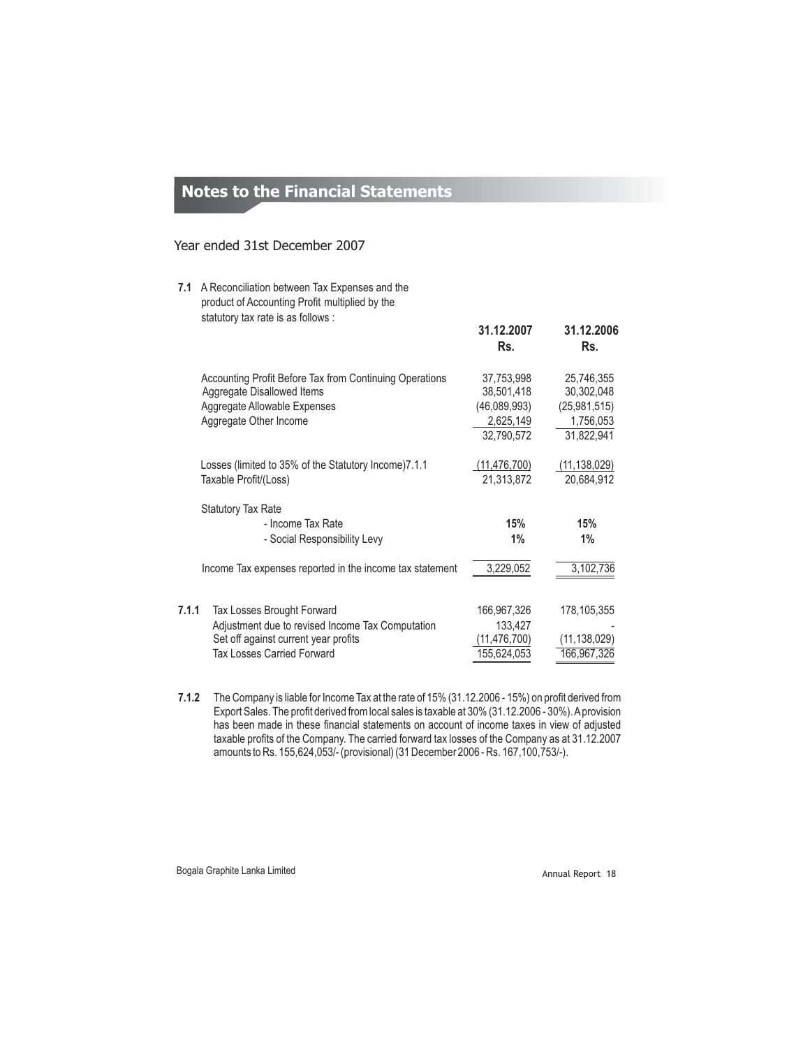## Notes to the Financial Statements

Year ended 31st December 2007

**7.1** A Reconciliation between Tax Expenses and the product of Accounting Profit multiplied by the statutory tax rate is as follows :

| | **31.12.2007 Rs.** | **31.12.2006 Rs.** |
|---|---|---|
| Accounting Profit Before Tax from Continuing Operations | 37,753,998 | 25,746,355 |
| Aggregate Disallowed Items | 38,501,418 | 30,302,048 |
| Aggregate Allowable Expenses | (46,089,993) | (25,981,515) |
| Aggregate Other Income | 2,625,149 | 1,756,053 |
| | 32,790,572 | 31,822,941 |
| Losses (limited to 35% of the Statutory Income)7.1.1 | (11,476,700) | (11,138,029) |
| Taxable Profit/(Loss) | 21,313,872 | 20,684,912 |
| Statutory Tax Rate | | |
| - Income Tax Rate | **15%** | **15%** |
| - Social Responsibility Levy | **1%** | **1%** |
| Income Tax expenses reported in the income tax statement | 3,229,052 | 3,102,736 |

**7.1.1**

| | 31.12.2007 Rs. | 31.12.2006 Rs. |
|---|---|---|
| Tax Losses Brought Forward | 166,967,326 | 178,105,355 |
| Adjustment due to revised Income Tax Computation | 133,427 | - |
| Set off against current year profits | (11,476,700) | (11,138,029) |
| Tax Losses Carried Forward | 155,624,053 | 166,967,326 |

**7.1.2** The Company is liable for Income Tax at the rate of 15% (31.12.2006 - 15%) on profit derived from Export Sales. The profit derived from local sales is taxable at 30% (31.12.2006 - 30%). A provision has been made in these financial statements on account of income taxes in view of adjusted taxable profits of the Company. The carried forward tax losses of the Company as at 31.12.2007 amounts to Rs. 155,624,053/- (provisional) (31 December 2006 - Rs. 167,100,753/-).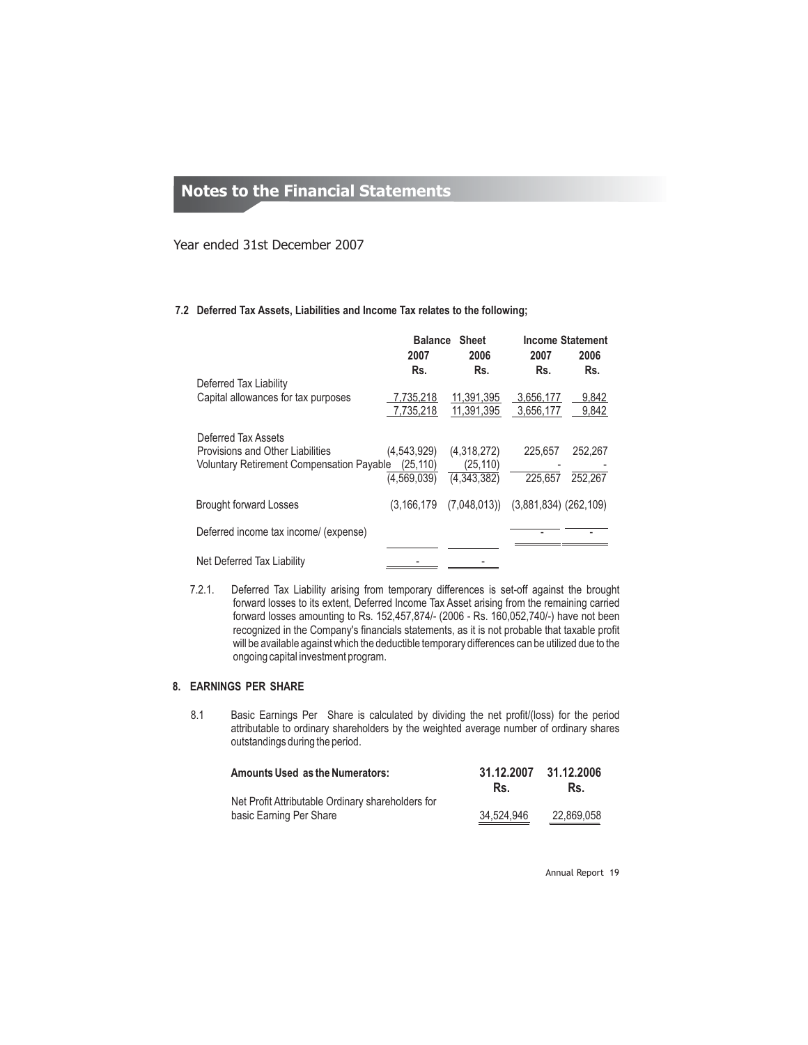# Notes to the Financial Statements

Year ended 31st December 2007

**7.2 Deferred Tax Assets, Liabilities and Income Tax relates to the following;**

| | Balance Sheet | | Income Statement | |
|---|---|---|---|---|
| | 2007 | 2006 | 2007 | 2006 |
| | Rs. | Rs. | Rs. | Rs. |
| Deferred Tax Liability | | | | |
| Capital allowances for tax purposes | 7,735,218 | 11,391,395 | 3,656,177 | 9,842 |
| | 7,735,218 | 11,391,395 | 3,656,177 | 9,842 |
| Deferred Tax Assets | | | | |
| Provisions and Other Liabilities | (4,543,929) | (4,318,272) | 225,657 | 252,267 |
| Voluntary Retirement Compensation Payable | (25,110) | (25,110) | - | - |
| | (4,569,039) | (4,343,382) | 225,657 | 252,267 |
| Brought forward Losses | (3,166,179 | (7,048,013)) | (3,881,834) | (262,109) |
| Deferred income tax income/ (expense) | | | - | - |
| Net Deferred Tax Liability | - | - | | |

7.2.1. Deferred Tax Liability arising from temporary differences is set-off against the brought forward losses to its extent, Deferred Income Tax Asset arising from the remaining carried forward losses amounting to Rs. 152,457,874/- (2006 - Rs. 160,052,740/-) have not been recognized in the Company's financials statements, as it is not probable that taxable profit will be available against which the deductible temporary differences can be utilized due to the ongoing capital investment program.

## 8. EARNINGS PER SHARE

8.1 Basic Earnings Per Share is calculated by dividing the net profit/(loss) for the period attributable to ordinary shareholders by the weighted average number of ordinary shares outstandings during the period.

| Amounts Used as the Numerators: | 31.12.2007 Rs. | 31.12.2006 Rs. |
|---|---|---|
| Net Profit Attributable Ordinary shareholders for basic Earning Per Share | 34,524,946 | 22,869,058 |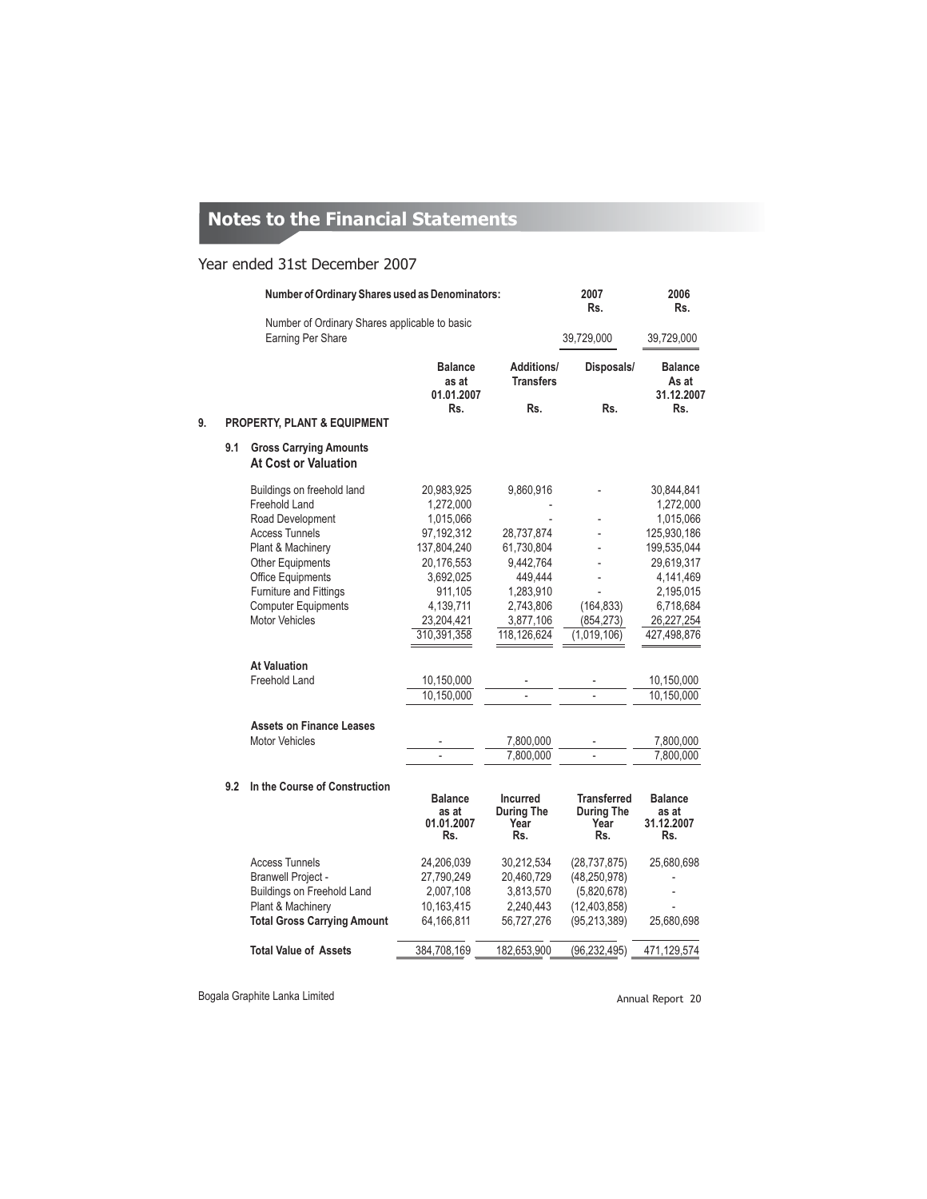# Notes to the Financial Statements

## Year ended 31st December 2007

| Number of Ordinary Shares used as Denominators: | 2007 Rs. | 2006 Rs. |
|---|---|---|
| Number of Ordinary Shares applicable to basic Earning Per Share | 39,729,000 | 39,729,000 |

### 9. PROPERTY, PLANT & EQUIPMENT

#### 9.1 Gross Carrying Amounts

| | Balance as at 01.01.2007 Rs. | Additions/ Transfers Rs. | Disposals/ Rs. | Balance As at 31.12.2007 Rs. |
|---|---|---|---|---|
| **At Cost or Valuation** | | | | |
| Buildings on freehold land | 20,983,925 | 9,860,916 | - | 30,844,841 |
| Freehold Land | 1,272,000 | - | | 1,272,000 |
| Road Development | 1,015,066 | - | - | 1,015,066 |
| Access Tunnels | 97,192,312 | 28,737,874 | - | 125,930,186 |
| Plant & Machinery | 137,804,240 | 61,730,804 | - | 199,535,044 |
| Other Equipments | 20,176,553 | 9,442,764 | - | 29,619,317 |
| Office Equipments | 3,692,025 | 449,444 | - | 4,141,469 |
| Furniture and Fittings | 911,105 | 1,283,910 | - | 2,195,015 |
| Computer Equipments | 4,139,711 | 2,743,806 | (164,833) | 6,718,684 |
| Motor Vehicles | 23,204,421 | 3,877,106 | (854,273) | 26,227,254 |
| | 310,391,358 | 118,126,624 | (1,019,106) | 427,498,876 |
| **At Valuation** | | | | |
| Freehold Land | 10,150,000 | - | - | 10,150,000 |
| | 10,150,000 | - | - | 10,150,000 |
| **Assets on Finance Leases** | | | | |
| Motor Vehicles | - | 7,800,000 | - | 7,800,000 |
| | - | 7,800,000 | - | 7,800,000 |

#### 9.2 In the Course of Construction

| | Balance as at 01.01.2007 Rs. | Incurred During The Year Rs. | Transferred During The Year Rs. | Balance as at 31.12.2007 Rs. |
|---|---|---|---|---|
| Access Tunnels | 24,206,039 | 30,212,534 | (28,737,875) | 25,680,698 |
| Branwell Project - | 27,790,249 | 20,460,729 | (48,250,978) | - |
| Buildings on Freehold Land | 2,007,108 | 3,813,570 | (5,820,678) | - |
| Plant & Machinery | 10,163,415 | 2,240,443 | (12,403,858) | - |
| **Total Gross Carrying Amount** | 64,166,811 | 56,727,276 | (95,213,389) | 25,680,698 |
| **Total Value of Assets** | 384,708,169 | 182,653,900 | (96,232,495) | 471,129,574 |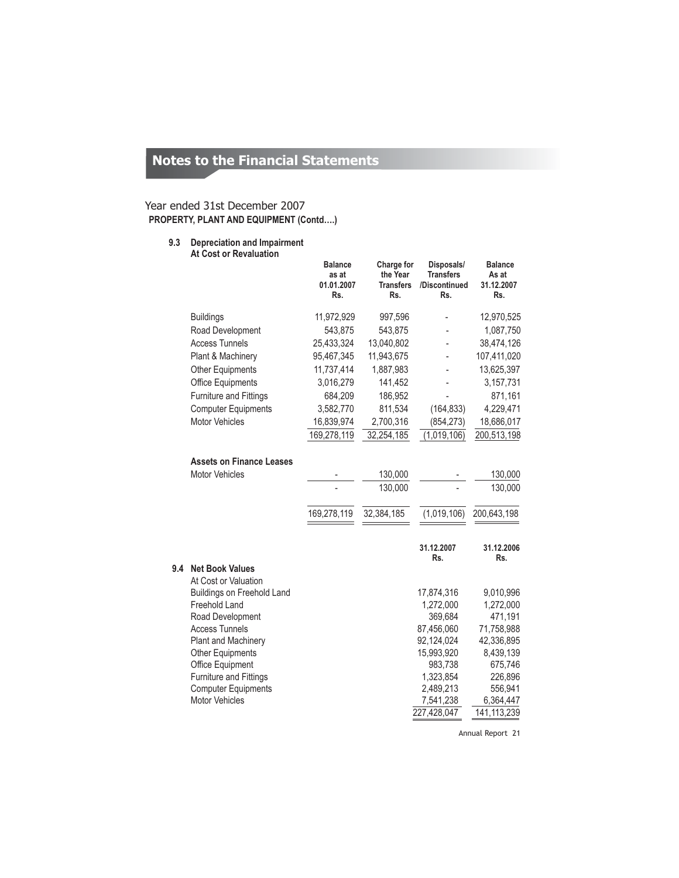## Notes to the Financial Statements

Year ended 31st December 2007

**PROPERTY, PLANT AND EQUIPMENT (Contd….)**

### 9.3 Depreciation and Impairment

**At Cost or Revaluation**

| | Balance as at 01.01.2007 Rs. | Charge for the Year Transfers Rs. | Disposals/ Transfers /Discontinued Rs. | Balance As at 31.12.2007 Rs. |
|---|---|---|---|---|
| Buildings | 11,972,929 | 997,596 | - | 12,970,525 |
| Road Development | 543,875 | 543,875 | - | 1,087,750 |
| Access Tunnels | 25,433,324 | 13,040,802 | - | 38,474,126 |
| Plant & Machinery | 95,467,345 | 11,943,675 | - | 107,411,020 |
| Other Equipments | 11,737,414 | 1,887,983 | - | 13,625,397 |
| Office Equipments | 3,016,279 | 141,452 | - | 3,157,731 |
| Furniture and Fittings | 684,209 | 186,952 | - | 871,161 |
| Computer Equipments | 3,582,770 | 811,534 | (164,833) | 4,229,471 |
| Motor Vehicles | 16,839,974 | 2,700,316 | (854,273) | 18,686,017 |
| | 169,278,119 | 32,254,185 | (1,019,106) | 200,513,198 |
| **Assets on Finance Leases** | | | | |
| Motor Vehicles | - | 130,000 | - | 130,000 |
| | - | 130,000 | - | 130,000 |
| | 169,278,119 | 32,384,185 | (1,019,106) | 200,643,198 |

### 9.4 Net Book Values

| | 31.12.2007 Rs. | 31.12.2006 Rs. |
|---|---|---|
| At Cost or Valuation | | |
| Buildings on Freehold Land | 17,874,316 | 9,010,996 |
| Freehold Land | 1,272,000 | 1,272,000 |
| Road Development | 369,684 | 471,191 |
| Access Tunnels | 87,456,060 | 71,758,988 |
| Plant and Machinery | 92,124,024 | 42,336,895 |
| Other Equipments | 15,993,920 | 8,439,139 |
| Office Equipment | 983,738 | 675,746 |
| Furniture and Fittings | 1,323,854 | 226,896 |
| Computer Equipments | 2,489,213 | 556,941 |
| Motor Vehicles | 7,541,238 | 6,364,447 |
| | 227,428,047 | 141,113,239 |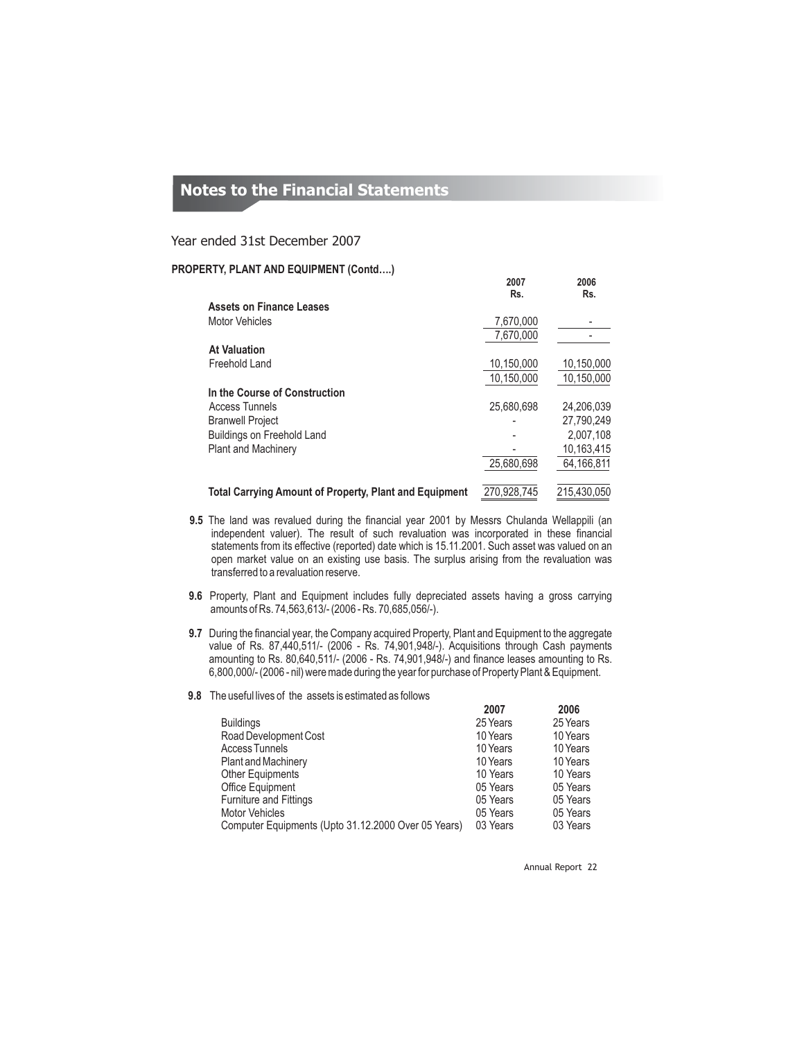# Notes to the Financial Statements

Year ended 31st December 2007

## PROPERTY, PLANT AND EQUIPMENT (Contd….)

| | 2007 Rs. | 2006 Rs. |
|---|---|---|
| **Assets on Finance Leases** | | |
| Motor Vehicles | 7,670,000 | - |
| | 7,670,000 | - |
| **At Valuation** | | |
| Freehold Land | 10,150,000 | 10,150,000 |
| | 10,150,000 | 10,150,000 |
| **In the Course of Construction** | | |
| Access Tunnels | 25,680,698 | 24,206,039 |
| Branwell Project | - | 27,790,249 |
| Buildings on Freehold Land | - | 2,007,108 |
| Plant and Machinery | - | 10,163,415 |
| | 25,680,698 | 64,166,811 |
| **Total Carrying Amount of Property, Plant and Equipment** | 270,928,745 | 215,430,050 |

**9.5** The land was revalued during the financial year 2001 by Messrs Chulanda Wellappili (an independent valuer). The result of such revaluation was incorporated in these financial statements from its effective (reported) date which is 15.11.2001. Such asset was valued on an open market value on an existing use basis. The surplus arising from the revaluation was transferred to a revaluation reserve.

**9.6** Property, Plant and Equipment includes fully depreciated assets having a gross carrying amounts of Rs. 74,563,613/- (2006 - Rs. 70,685,056/-).

**9.7** During the financial year, the Company acquired Property, Plant and Equipment to the aggregate value of Rs. 87,440,511/- (2006 - Rs. 74,901,948/-). Acquisitions through Cash payments amounting to Rs. 80,640,511/- (2006 - Rs. 74,901,948/-) and finance leases amounting to Rs. 6,800,000/- (2006 - nil) were made during the year for purchase of Property Plant & Equipment.

**9.8** The useful lives of the assets is estimated as follows

| | 2007 | 2006 |
|---|---|---|
| Buildings | 25 Years | 25 Years |
| Road Development Cost | 10 Years | 10 Years |
| Access Tunnels | 10 Years | 10 Years |
| Plant and Machinery | 10 Years | 10 Years |
| Other Equipments | 10 Years | 10 Years |
| Office Equipment | 05 Years | 05 Years |
| Furniture and Fittings | 05 Years | 05 Years |
| Motor Vehicles | 05 Years | 05 Years |
| Computer Equipments (Upto 31.12.2000 Over 05 Years) | 03 Years | 03 Years |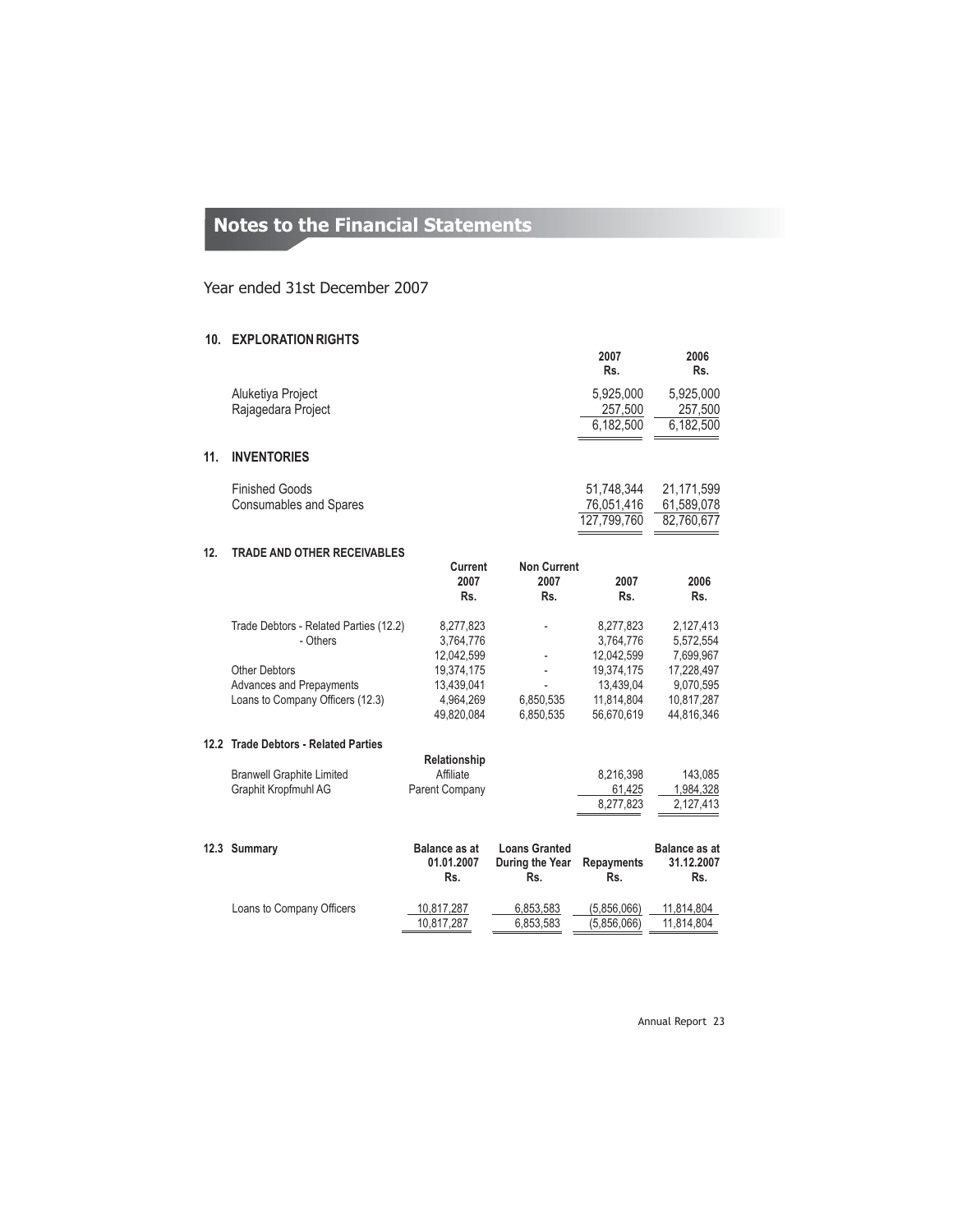# Notes to the Financial Statements

Year ended 31st December 2007

## 10. EXPLORATION RIGHTS

| | 2007 Rs. | 2006 Rs. |
|---|---|---|
| Aluketiya Project | 5,925,000 | 5,925,000 |
| Rajagedara Project | 257,500 | 257,500 |
| | 6,182,500 | 6,182,500 |

## 11. INVENTORIES

| | 2007 Rs. | 2006 Rs. |
|---|---|---|
| Finished Goods | 51,748,344 | 21,171,599 |
| Consumables and Spares | 76,051,416 | 61,589,078 |
| | 127,799,760 | 82,760,677 |

## 12. TRADE AND OTHER RECEIVABLES

| | Current 2007 Rs. | Non Current 2007 Rs. | 2007 Rs. | 2006 Rs. |
|---|---|---|---|---|
| Trade Debtors - Related Parties (12.2) | 8,277,823 | - | 8,277,823 | 2,127,413 |
| - Others | 3,764,776 | | 3,764,776 | 5,572,554 |
| | 12,042,599 | - | 12,042,599 | 7,699,967 |
| Other Debtors | 19,374,175 | - | 19,374,175 | 17,228,497 |
| Advances and Prepayments | 13,439,041 | - | 13,439,04 | 9,070,595 |
| Loans to Company Officers (12.3) | 4,964,269 | 6,850,535 | 11,814,804 | 10,817,287 |
| | 49,820,084 | 6,850,535 | 56,670,619 | 44,816,346 |

### 12.2 Trade Debtors - Related Parties

| | Relationship | 2007 Rs. | 2006 Rs. |
|---|---|---|---|
| Branwell Graphite Limited | Affiliate | 8,216,398 | 143,085 |
| Graphit Kropfmuhl AG | Parent Company | 61,425 | 1,984,328 |
| | | 8,277,823 | 2,127,413 |

### 12.3 Summary

| | Balance as at 01.01.2007 Rs. | Loans Granted During the Year Rs. | Repayments Rs. | Balance as at 31.12.2007 Rs. |
|---|---|---|---|---|
| Loans to Company Officers | 10,817,287 | 6,853,583 | (5,856,066) | 11,814,804 |
| | 10,817,287 | 6,853,583 | (5,856,066) | 11,814,804 |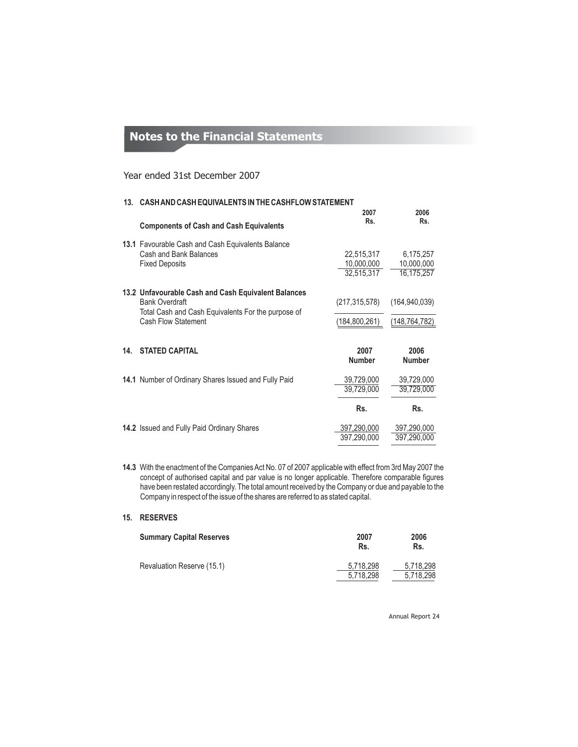# Notes to the Financial Statements

Year ended 31st December 2007

## 13. CASH AND CASH EQUIVALENTS IN THE CASHFLOW STATEMENT

| Components of Cash and Cash Equivalents | 2007 Rs. | 2006 Rs. |
|---|---|---|
| **13.1** Favourable Cash and Cash Equivalents Balance | | |
| Cash and Bank Balances | 22,515,317 | 6,175,257 |
| Fixed Deposits | 10,000,000 | 10,000,000 |
| | 32,515,317 | 16,175,257 |
| **13.2 Unfavourable Cash and Cash Equivalent Balances** | | |
| Bank Overdraft | (217,315,578) | (164,940,039) |
| Total Cash and Cash Equivalents For the purpose of Cash Flow Statement | (184,800,261) | (148,764,782) |

## 14. STATED CAPITAL

| | 2007 Number | 2006 Number |
|---|---|---|
| **14.1** Number of Ordinary Shares Issued and Fully Paid | 39,729,000 | 39,729,000 |
| | 39,729,000 | 39,729,000 |
| | **Rs.** | **Rs.** |
| **14.2** Issued and Fully Paid Ordinary Shares | 397,290,000 | 397,290,000 |
| | 397,290,000 | 397,290,000 |

**14.3** With the enactment of the Companies Act No. 07 of 2007 applicable with effect from 3rd May 2007 the concept of authorised capital and par value is no longer applicable. Therefore comparable figures have been restated accordingly. The total amount received by the Company or due and payable to the Company in respect of the issue of the shares are referred to as stated capital.

## 15. RESERVES

| Summary Capital Reserves | 2007 Rs. | 2006 Rs. |
|---|---|---|
| Revaluation Reserve (15.1) | 5,718,298 | 5,718,298 |
| | 5,718,298 | 5,718,298 |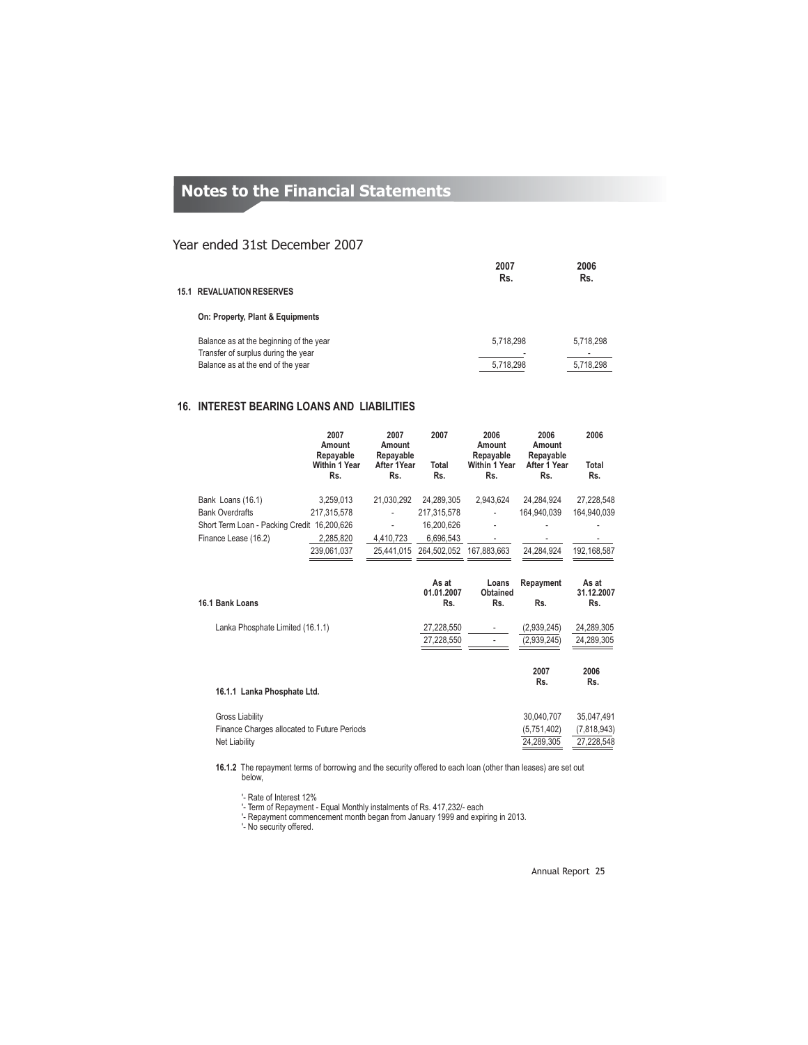# Notes to the Financial Statements

## Year ended 31st December 2007

| | 2007 Rs. | 2006 Rs. |
|---|---|---|
| **15.1 REVALUATION RESERVES** | | |
| **On: Property, Plant & Equipments** | | |
| Balance as at the beginning of the year | 5,718,298 | 5,718,298 |
| Transfer of surplus during the year | - | - |
| Balance as at the end of the year | 5,718,298 | 5,718,298 |

## 16. INTEREST BEARING LOANS AND LIABILITIES

| | 2007 Amount Repayable Within 1 Year Rs. | 2007 Amount Repayable After 1Year Rs. | 2007 Total Rs. | 2006 Amount Repayable Within 1 Year Rs. | 2006 Amount Repayable After 1 Year Rs. | 2006 Total Rs. |
|---|---|---|---|---|---|---|
| Bank Loans (16.1) | 3,259,013 | 21,030,292 | 24,289,305 | 2,943,624 | 24,284,924 | 27,228,548 |
| Bank Overdrafts | 217,315,578 | - | 217,315,578 | - | 164,940,039 | 164,940,039 |
| Short Term Loan - Packing Credit | 16,200,626 | - | 16,200,626 | - | - | - |
| Finance Lease (16.2) | 2,285,820 | 4,410,723 | 6,696,543 | - | - | - |
| | 239,061,037 | 25,441,015 | 264,502,052 | 167,883,663 | 24,284,924 | 192,168,587 |

| **16.1 Bank Loans** | As at 01.01.2007 Rs. | Loans Obtained Rs. | Repayment Rs. | As at 31.12.2007 Rs. |
|---|---|---|---|---|
| Lanka Phosphate Limited (16.1.1) | 27,228,550 | - | (2,939,245) | 24,289,305 |
| | 27,228,550 | - | (2,939,245) | 24,289,305 |

| **16.1.1 Lanka Phosphate Ltd.** | 2007 Rs. | 2006 Rs. |
|---|---|---|
| Gross Liability | 30,040,707 | 35,047,491 |
| Finance Charges allocated to Future Periods | (5,751,402) | (7,818,943) |
| Net Liability | 24,289,305 | 27,228,548 |

**16.1.2** The repayment terms of borrowing and the security offered to each loan (other than leases) are set out below,

'- Rate of Interest 12%
'- Term of Repayment - Equal Monthly instalments of Rs. 417,232/- each
'- Repayment commencement month began from January 1999 and expiring in 2013.
'- No security offered.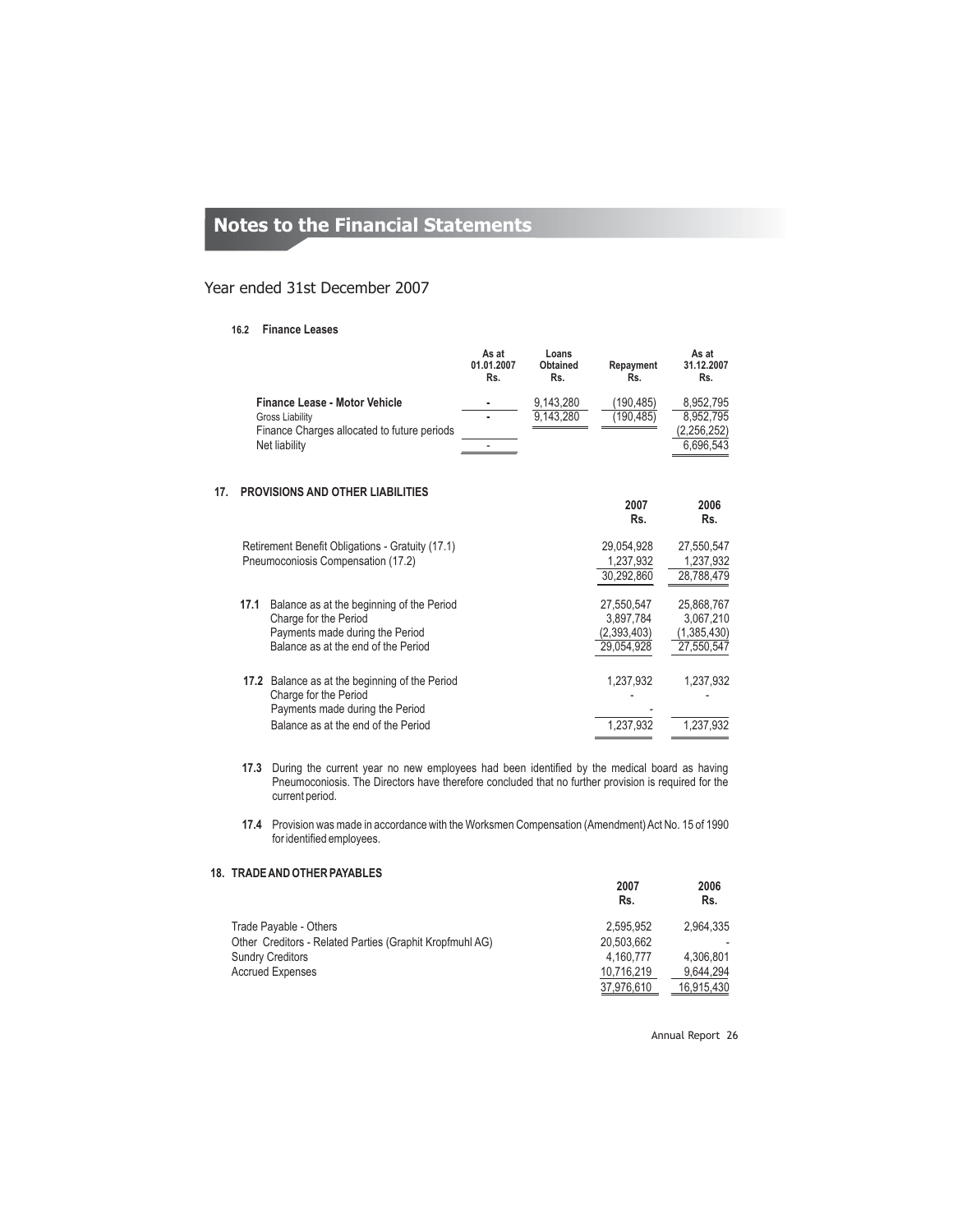# Notes to the Financial Statements

## Year ended 31st December 2007

### 16.2 Finance Leases

| | As at 01.01.2007 Rs. | Loans Obtained Rs. | Repayment Rs. | As at 31.12.2007 Rs. |
|---|---|---|---|---|
| **Finance Lease - Motor Vehicle** | - | 9,143,280 | (190,485) | 8,952,795 |
| Gross Liability | - | 9,143,280 | (190,485) | 8,952,795 |
| Finance Charges allocated to future periods | | | | (2,256,252) |
| Net liability | - | | | 6,696,543 |

## 17. PROVISIONS AND OTHER LIABILITIES

| | 2007 Rs. | 2006 Rs. |
|---|---|---|
| Retirement Benefit Obligations - Gratuity (17.1) | 29,054,928 | 27,550,547 |
| Pneumoconiosis Compensation (17.2) | 1,237,932 | 1,237,932 |
| | 30,292,860 | 28,788,479 |
| **17.1** Balance as at the beginning of the Period | 27,550,547 | 25,868,767 |
| Charge for the Period | 3,897,784 | 3,067,210 |
| Payments made during the Period | (2,393,403) | (1,385,430) |
| Balance as at the end of the Period | 29,054,928 | 27,550,547 |
| **17.2** Balance as at the beginning of the Period | 1,237,932 | 1,237,932 |
| Charge for the Period | - | - |
| Payments made during the Period | - | |
| Balance as at the end of the Period | 1,237,932 | 1,237,932 |

**17.3** During the current year no new employees had been identified by the medical board as having Pneumoconiosis. The Directors have therefore concluded that no further provision is required for the current period.

**17.4** Provision was made in accordance with the Worksmen Compensation (Amendment) Act No. 15 of 1990 for identified employees.

## 18. TRADE AND OTHER PAYABLES

| | 2007 Rs. | 2006 Rs. |
|---|---|---|
| Trade Payable - Others | 2,595,952 | 2,964,335 |
| Other Creditors - Related Parties (Graphit Kropfmuhl AG) | 20,503,662 | - |
| Sundry Creditors | 4,160,777 | 4,306,801 |
| Accrued Expenses | 10,716,219 | 9,644,294 |
| | 37,976,610 | 16,915,430 |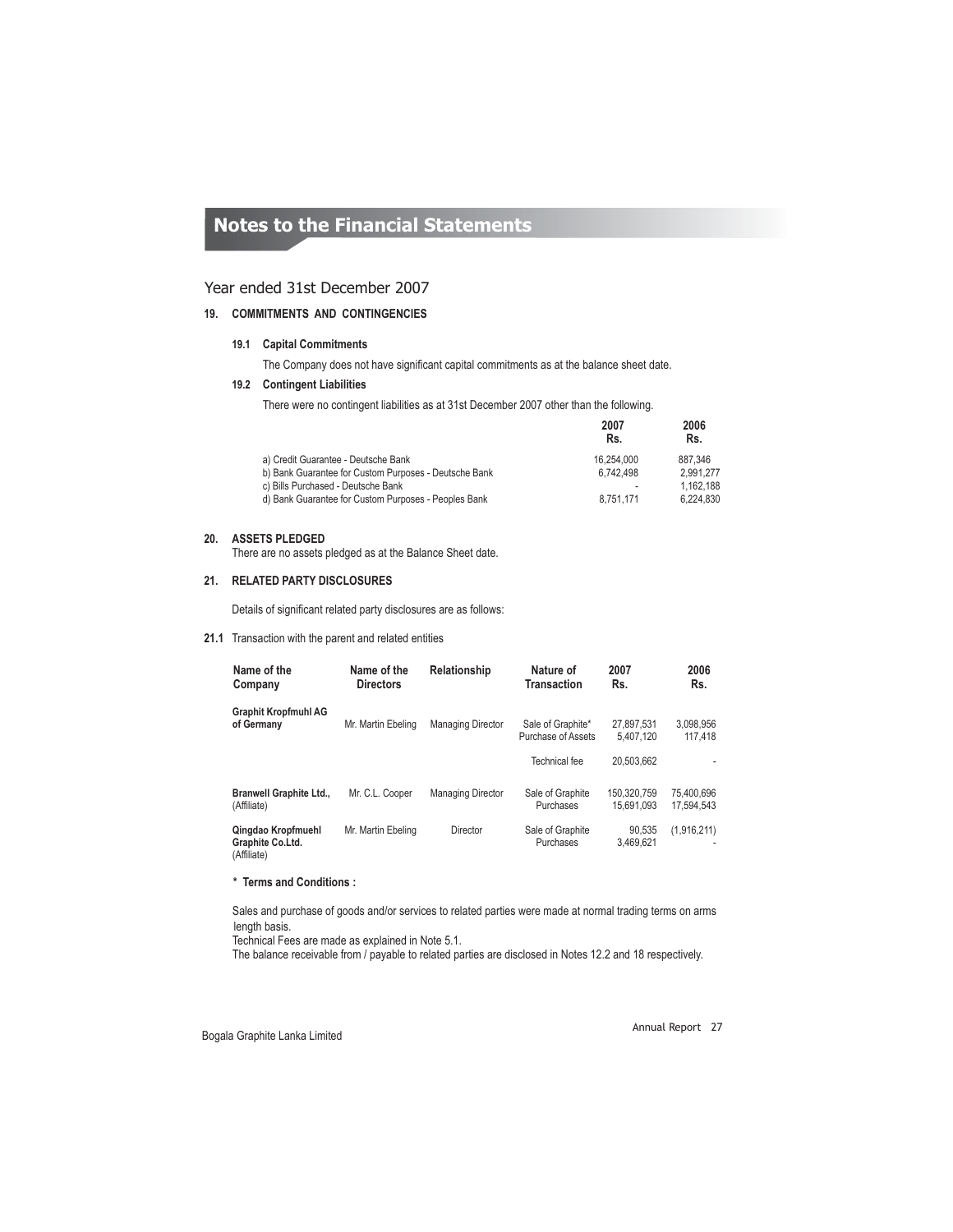# Notes to the Financial Statements

## Year ended 31st December 2007

### 19. COMMITMENTS AND CONTINGENCIES

**19.1 Capital Commitments**

The Company does not have significant capital commitments as at the balance sheet date.

**19.2 Contingent Liabilities**

There were no contingent liabilities as at 31st December 2007 other than the following.

| | 2007 Rs. | 2006 Rs. |
|---|---|---|
| a) Credit Guarantee - Deutsche Bank | 16,254,000 | 887,346 |
| b) Bank Guarantee for Custom Purposes - Deutsche Bank | 6,742,498 | 2,991,277 |
| c) Bills Purchased - Deutsche Bank | - | 1,162,188 |
| d) Bank Guarantee for Custom Purposes - Peoples Bank | 8,751,171 | 6,224,830 |

### 20. ASSETS PLEDGED

There are no assets pledged as at the Balance Sheet date.

### 21. RELATED PARTY DISCLOSURES

Details of significant related party disclosures are as follows:

**21.1** Transaction with the parent and related entities

| Name of the Company | Name of the Directors | Relationship | Nature of Transaction | 2007 Rs. | 2006 Rs. |
|---|---|---|---|---|---|
| **Graphit Kropfmuhl AG of Germany** | Mr. Martin Ebeling | Managing Director | Sale of Graphite* | 27,897,531 | 3,098,956 |
| | | | Purchase of Assets | 5,407,120 | 117,418 |
| | | | Technical fee | 20,503,662 | - |
| **Branwell Graphite Ltd.,** (Affiliate) | Mr. C.L. Cooper | Managing Director | Sale of Graphite | 150,320,759 | 75,400,696 |
| | | | Purchases | 15,691,093 | 17,594,543 |
| **Qingdao Kropfmuehl Graphite Co.Ltd.** (Affiliate) | Mr. Martin Ebeling | Director | Sale of Graphite | 90,535 | (1,916,211) |
| | | | Purchases | 3,469,621 | - |

**\* Terms and Conditions :**

Sales and purchase of goods and/or services to related parties were made at normal trading terms on arms length basis.

Technical Fees are made as explained in Note 5.1.

The balance receivable from / payable to related parties are disclosed in Notes 12.2 and 18 respectively.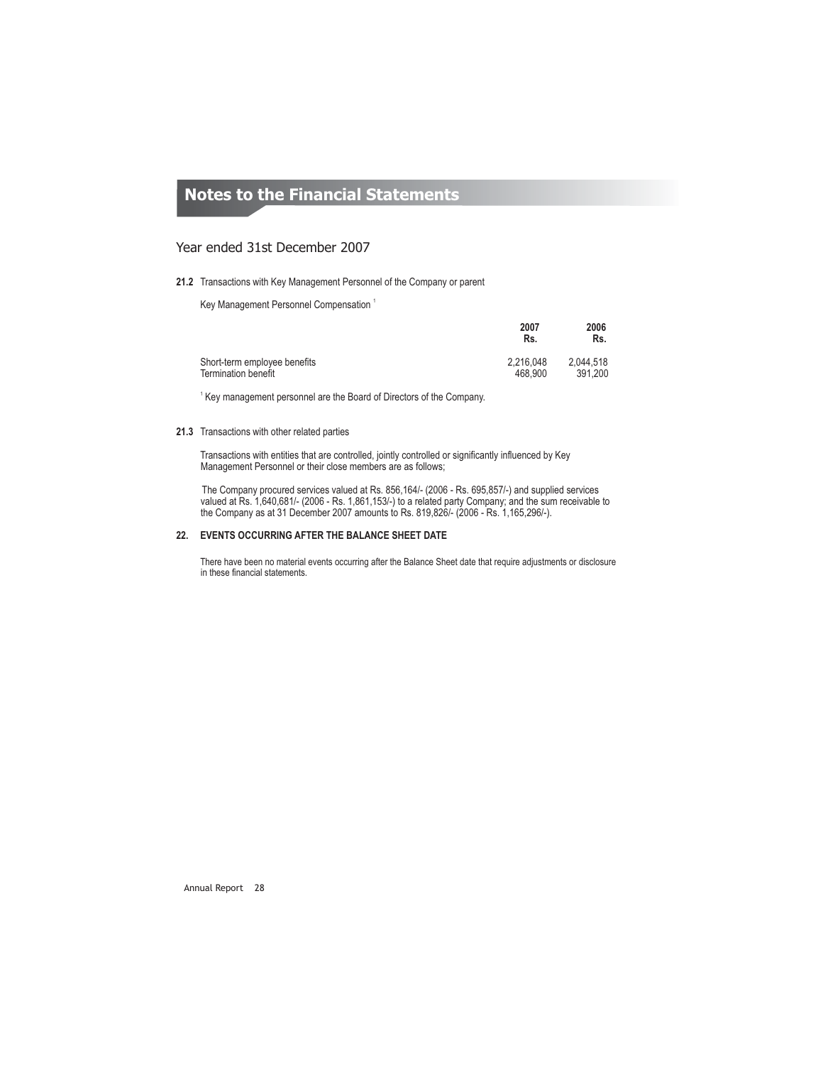# Notes to the Financial Statements

## Year ended 31st December 2007

**21.2** Transactions with Key Management Personnel of the Company or parent

Key Management Personnel Compensation [1]

| | 2007<br>Rs. | 2006<br>Rs. |
|---|---|---|
| Short-term employee benefits | 2,216,048 | 2,044,518 |
| Termination benefit | 468,900 | 391,200 |

[1] Key management personnel are the Board of Directors of the Company.

**21.3** Transactions with other related parties

Transactions with entities that are controlled, jointly controlled or significantly influenced by Key Management Personnel or their close members are as follows;

The Company procured services valued at Rs. 856,164/- (2006 - Rs. 695,857/-) and supplied services valued at Rs. 1,640,681/- (2006 - Rs. 1,861,153/-) to a related party Company; and the sum receivable to the Company as at 31 December 2007 amounts to Rs. 819,826/- (2006 - Rs. 1,165,296/-).

**22. EVENTS OCCURRING AFTER THE BALANCE SHEET DATE**

There have been no material events occurring after the Balance Sheet date that require adjustments or disclosure in these financial statements.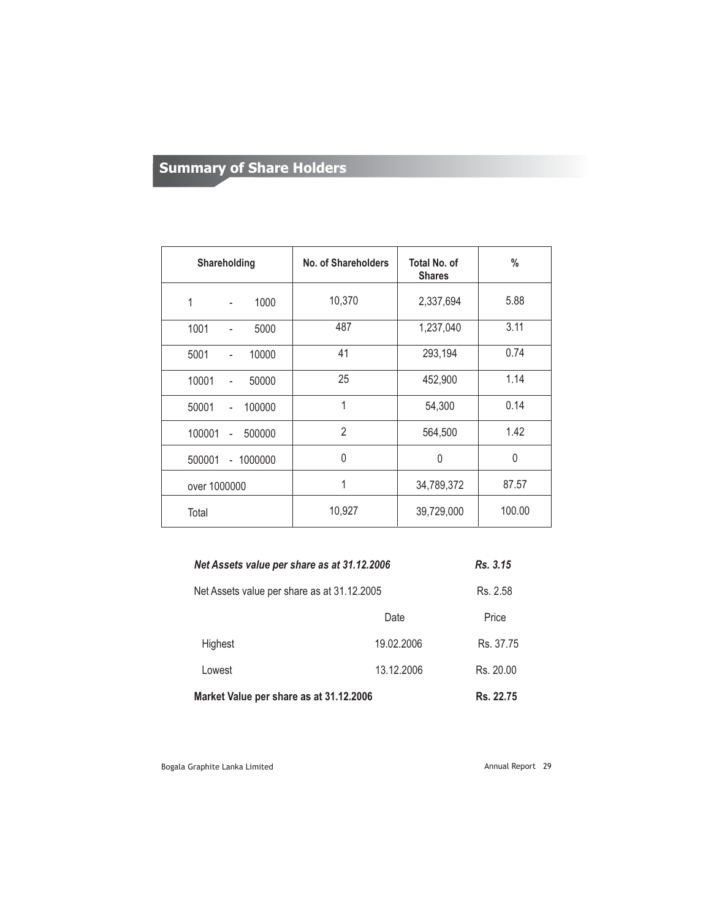## Summary of Share Holders

| Shareholding | No. of Shareholders | Total No. of Shares | % |
|---|---|---|---|
| 1 - 1000 | 10,370 | 2,337,694 | 5.88 |
| 1001 - 5000 | 487 | 1,237,040 | 3.11 |
| 5001 - 10000 | 41 | 293,194 | 0.74 |
| 10001 - 50000 | 25 | 452,900 | 1.14 |
| 50001 - 100000 | 1 | 54,300 | 0.14 |
| 100001 - 500000 | 2 | 564,500 | 1.42 |
| 500001 - 1000000 | 0 | 0 | 0 |
| over 1000000 | 1 | 34,789,372 | 87.57 |
| Total | 10,927 | 39,729,000 | 100.00 |

***Net Assets value per share as at 31.12.2006*** — ***Rs. 3.15***

Net Assets value per share as at 31.12.2005 — Rs. 2.58

| | Date | Price |
|---|---|---|
| Highest | 19.02.2006 | Rs. 37.75 |
| Lowest | 13.12.2006 | Rs. 20.00 |

**Market Value per share as at 31.12.2006** — **Rs. 22.75**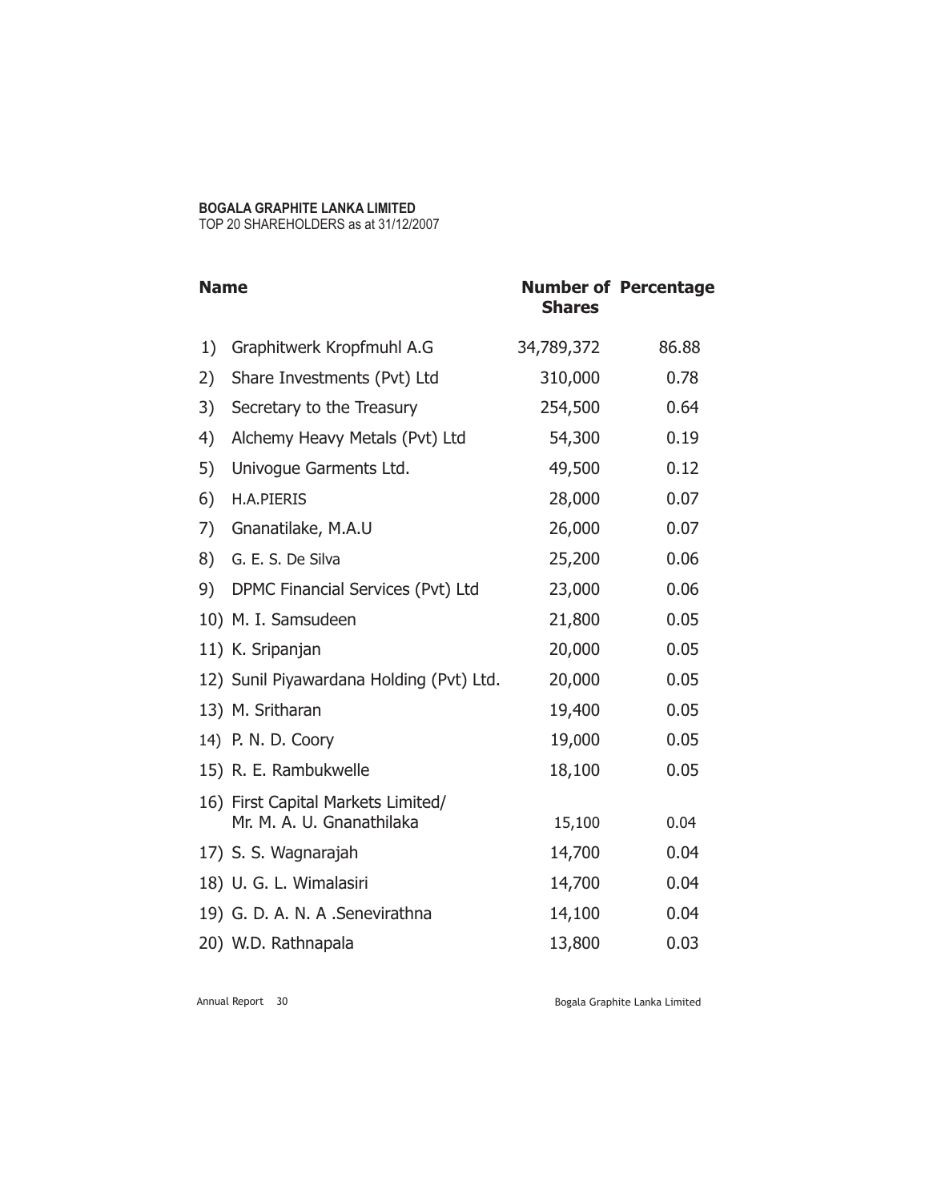**BOGALA GRAPHITE LANKA LIMITED**
TOP 20 SHAREHOLDERS as at 31/12/2007

| | Name | Number of Shares | Percentage |
|---|---|---|---|
| 1) | Graphitwerk Kropfmuhl A.G | 34,789,372 | 86.88 |
| 2) | Share Investments (Pvt) Ltd | 310,000 | 0.78 |
| 3) | Secretary to the Treasury | 254,500 | 0.64 |
| 4) | Alchemy Heavy Metals (Pvt) Ltd | 54,300 | 0.19 |
| 5) | Univogue Garments Ltd. | 49,500 | 0.12 |
| 6) | H.A.PIERIS | 28,000 | 0.07 |
| 7) | Gnanatilake, M.A.U | 26,000 | 0.07 |
| 8) | G. E. S. De Silva | 25,200 | 0.06 |
| 9) | DPMC Financial Services (Pvt) Ltd | 23,000 | 0.06 |
| 10) | M. I. Samsudeen | 21,800 | 0.05 |
| 11) | K. Sripanjan | 20,000 | 0.05 |
| 12) | Sunil Piyawardana Holding (Pvt) Ltd. | 20,000 | 0.05 |
| 13) | M. Sritharan | 19,400 | 0.05 |
| 14) | P. N. D. Coory | 19,000 | 0.05 |
| 15) | R. E. Rambukwelle | 18,100 | 0.05 |
| 16) | First Capital Markets Limited/ Mr. M. A. U. Gnanathilaka | 15,100 | 0.04 |
| 17) | S. S. Wagnarajah | 14,700 | 0.04 |
| 18) | U. G. L. Wimalasiri | 14,700 | 0.04 |
| 19) | G. D. A. N. A .Senevirathna | 14,100 | 0.04 |
| 20) | W.D. Rathnapala | 13,800 | 0.03 |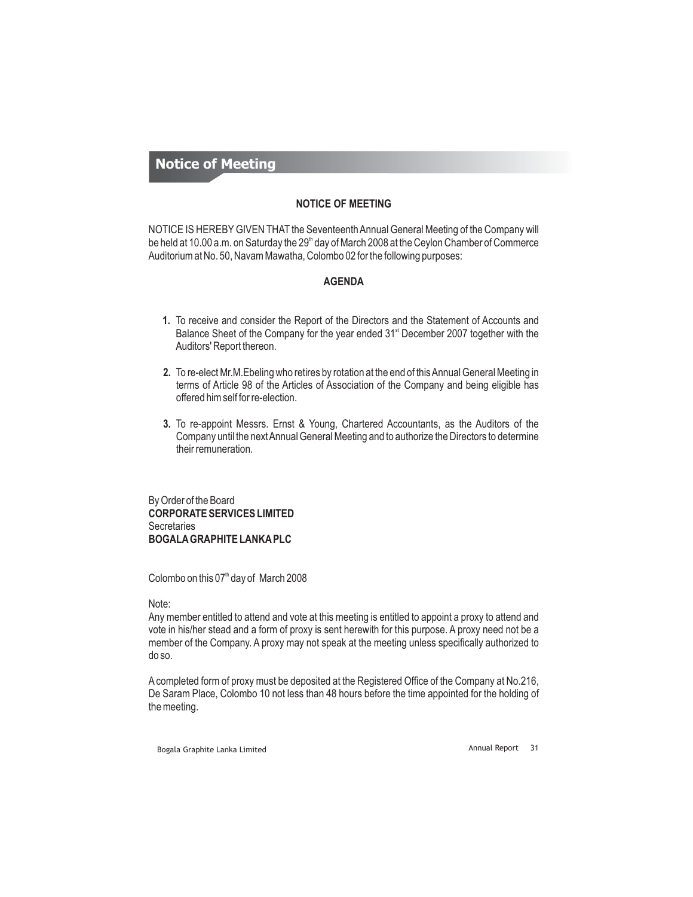# Notice of Meeting

## NOTICE OF MEETING

NOTICE IS HEREBY GIVEN THAT the Seventeenth Annual General Meeting of the Company will be held at 10.00 a.m. on Saturday the 29th day of March 2008 at the Ceylon Chamber of Commerce Auditorium at No. 50, Navam Mawatha, Colombo 02 for the following purposes:

## AGENDA

1. To receive and consider the Report of the Directors and the Statement of Accounts and Balance Sheet of the Company for the year ended 31st December 2007 together with the Auditors' Report thereon.

2. To re-elect Mr.M.Ebeling who retires by rotation at the end of this Annual General Meeting in terms of Article 98 of the Articles of Association of the Company and being eligible has offered him self for re-election.

3. To re-appoint Messrs. Ernst & Young, Chartered Accountants, as the Auditors of the Company until the next Annual General Meeting and to authorize the Directors to determine their remuneration.

By Order of the Board
**CORPORATE SERVICES LIMITED**
Secretaries
**BOGALA GRAPHITE LANKA PLC**

Colombo on this 07th day of March 2008

Note:
Any member entitled to attend and vote at this meeting is entitled to appoint a proxy to attend and vote in his/her stead and a form of proxy is sent herewith for this purpose. A proxy need not be a member of the Company. A proxy may not speak at the meeting unless specifically authorized to do so.

A completed form of proxy must be deposited at the Registered Office of the Company at No.216, De Saram Place, Colombo 10 not less than 48 hours before the time appointed for the holding of the meeting.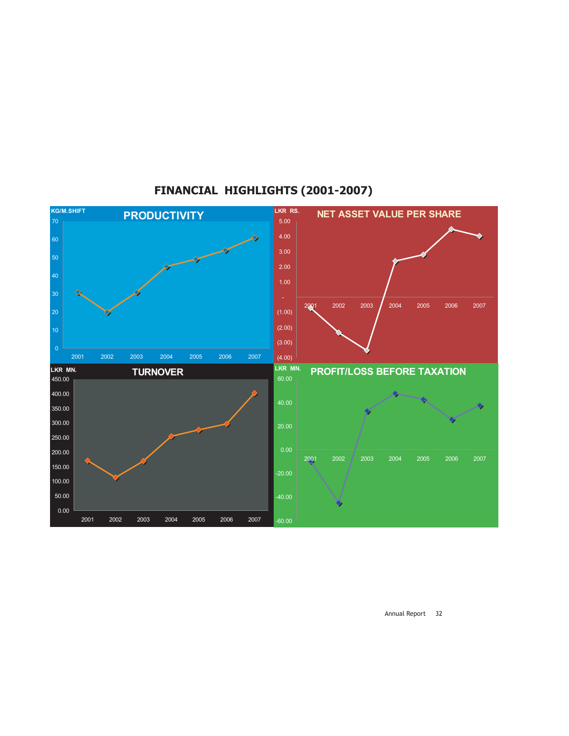# FINANCIAL HIGHLIGHTS (2001-2007)

KG/M.SHIFT

## PRODUCTIVITY

70
60
50
40
30
20
10
0

2001 2002 2003 2004 2005 2006 2007

LKR RS.

## NET ASSET VALUE PER SHARE

5.00
4.00
3.00
2.00
1.00
-
(1.00)
(2.00)
(3.00)
(4.00)

2001 2002 2003 2004 2005 2006 2007

LKR MN.

## TURNOVER

450.00
400.00
350.00
300.00
250.00
200.00
150.00
100.00
50.00
0.00

2001 2002 2003 2004 2005 2006 2007

LKR MN.

## PROFIT/LOSS BEFORE TAXATION

60.00
40.00
20.00
0.00
-20.00
-40.00
-60.00

2001 2002 2003 2004 2005 2006 2007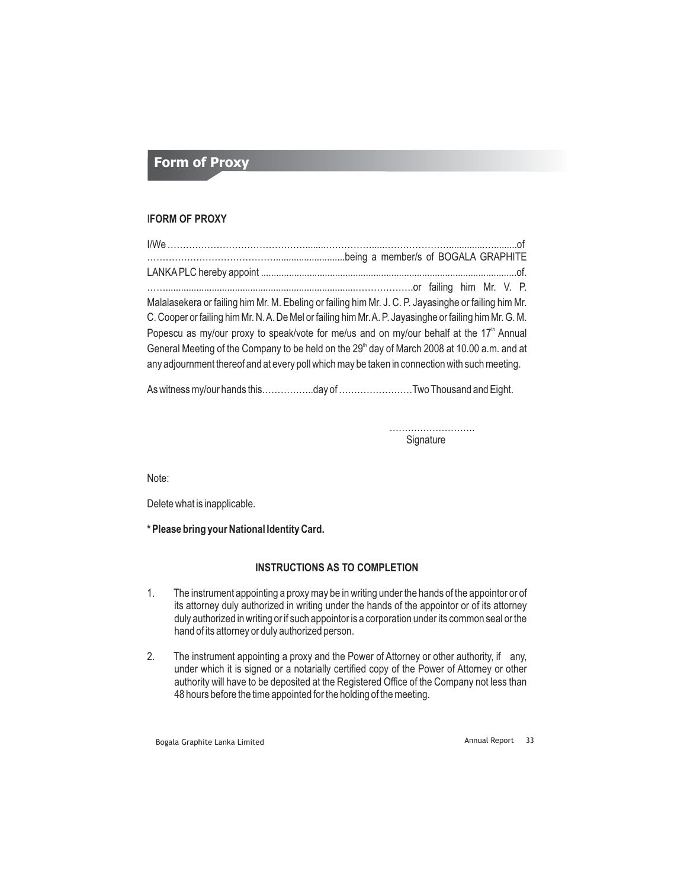# Form of Proxy

**IFORM OF PROXY**

I/We ………………………………………........……………......……………………............…........of ……………………………………..........................being a member/s of BOGALA GRAPHITE LANKA PLC hereby appoint ..................................................................................................of. ……...........................................................................………………..or failing him Mr. V. P. Malalasekera or failing him Mr. M. Ebeling or failing him Mr. J. C. P. Jayasinghe or failing him Mr. C. Cooper or failing him Mr. N. A. De Mel or failing him Mr. A. P. Jayasinghe or failing him Mr. G. M. Popescu as my/our proxy to speak/vote for me/us and on my/our behalf at the 17th Annual General Meeting of the Company to be held on the 29th day of March 2008 at 10.00 a.m. and at any adjournment thereof and at every poll which may be taken in connection with such meeting.

As witness my/our hands this……………..day of ……………………Two Thousand and Eight.

……………………….
Signature

Note:

Delete what is inapplicable.

**\* Please bring your National Identity Card.**

**INSTRUCTIONS AS TO COMPLETION**

1. The instrument appointing a proxy may be in writing under the hands of the appointor or of its attorney duly authorized in writing under the hands of the appointor or of its attorney duly authorized in writing or if such appointor is a corporation under its common seal or the hand of its attorney or duly authorized person.

2. The instrument appointing a proxy and the Power of Attorney or other authority, if any, under which it is signed or a notarially certified copy of the Power of Attorney or other authority will have to be deposited at the Registered Office of the Company not less than 48 hours before the time appointed for the holding of the meeting.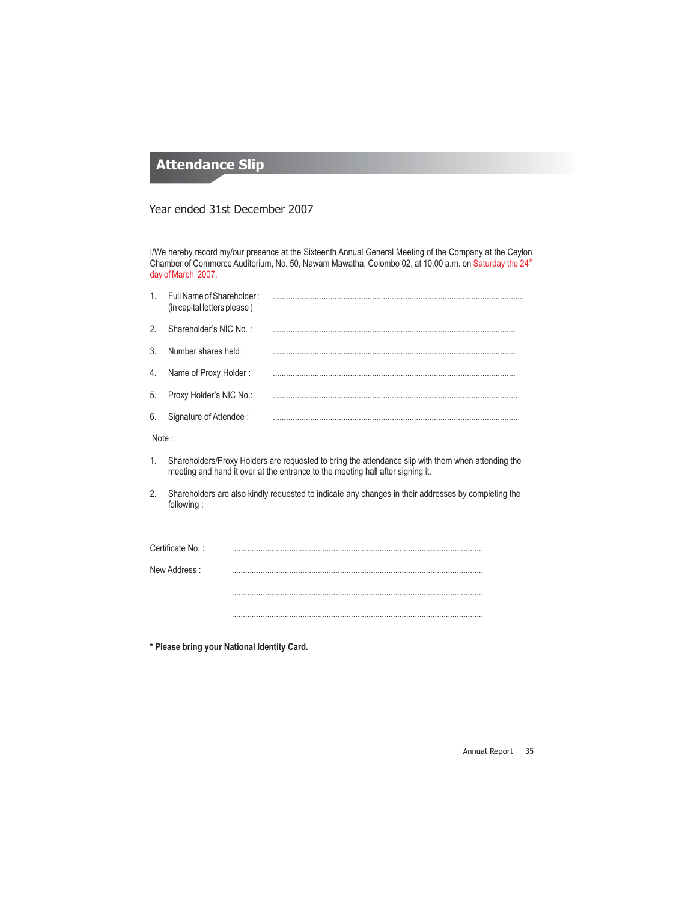# Attendance Slip

Year ended 31st December 2007

I/We hereby record my/our presence at the Sixteenth Annual General Meeting of the Company at the Ceylon Chamber of Commerce Auditorium, No. 50, Nawam Mawatha, Colombo 02, at 10.00 a.m. on Saturday the 24th day of March 2007.

1. Full Name of Shareholder : (in capital letters please) ..................................................................................................................
2. Shareholder's NIC No. : ..................................................................................................................
3. Number shares held : ..................................................................................................................
4. Name of Proxy Holder : ..................................................................................................................
5. Proxy Holder's NIC No.: ..................................................................................................................
6. Signature of Attendee : ..................................................................................................................

Note :

1. Shareholders/Proxy Holders are requested to bring the attendance slip with them when attending the meeting and hand it over at the entrance to the meeting hall after signing it.
2. Shareholders are also kindly requested to indicate any changes in their addresses by completing the following :

Certificate No. : ..................................................................................................................

New Address : ..................................................................................................................

..................................................................................................................

..................................................................................................................

**\* Please bring your National Identity Card.**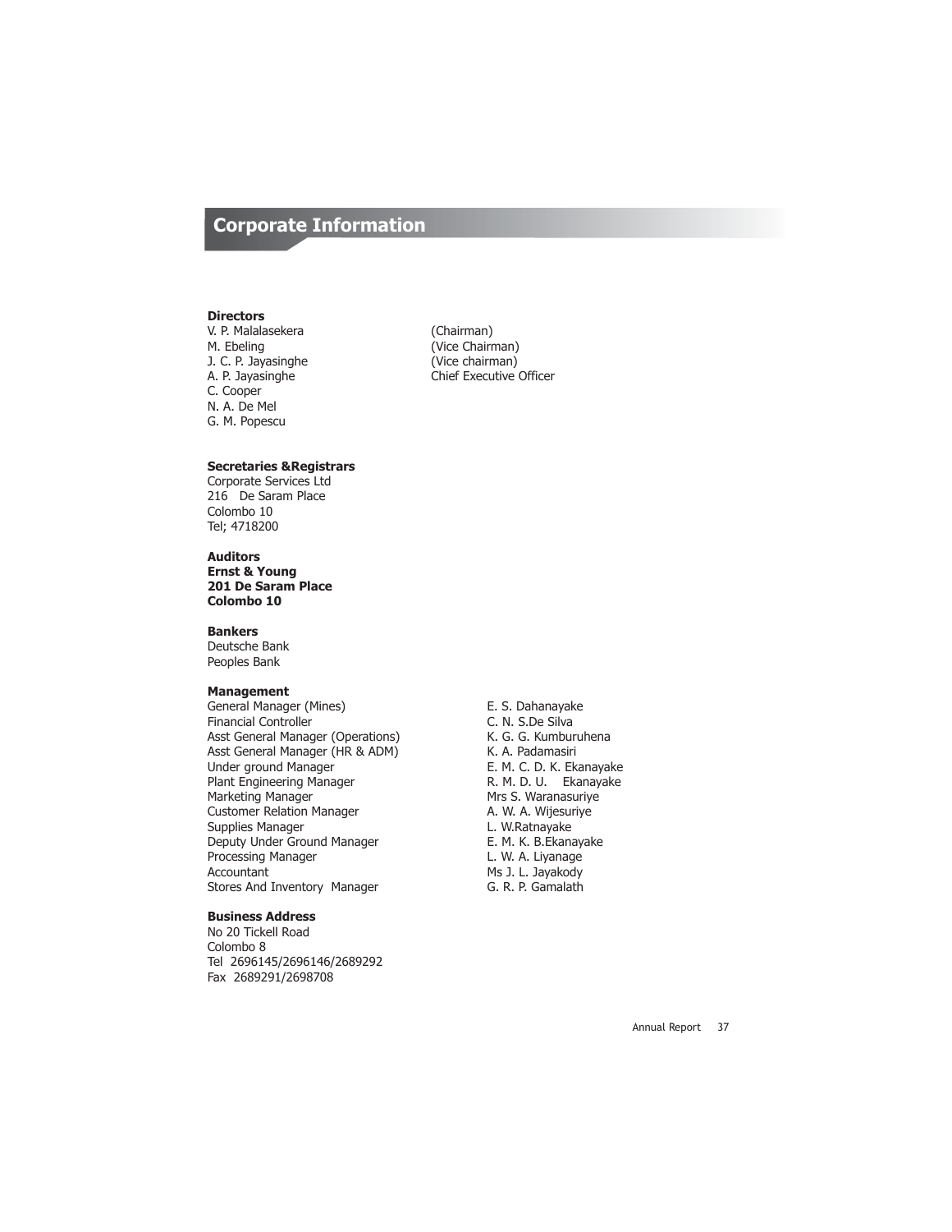# Corporate Information

### Directors

| | |
|---|---|
| V. P. Malalasekera | (Chairman) |
| M. Ebeling | (Vice Chairman) |
| J. C. P. Jayasinghe | (Vice chairman) |
| A. P. Jayasinghe | Chief Executive Officer |
| C. Cooper | |
| N. A. De Mel | |
| G. M. Popescu | |

### Secretaries &Registrars

Corporate Services Ltd
216 De Saram Place
Colombo 10
Tel; 4718200

### Auditors

**Ernst & Young**
**201 De Saram Place**
**Colombo 10**

### Bankers

Deutsche Bank
Peoples Bank

### Management

| | |
|---|---|
| General Manager (Mines) | E. S. Dahanayake |
| Financial Controller | C. N. S.De Silva |
| Asst General Manager (Operations) | K. G. G. Kumburuhena |
| Asst General Manager (HR & ADM) | K. A. Padamasiri |
| Under ground Manager | E. M. C. D. K. Ekanayake |
| Plant Engineering Manager | R. M. D. U. Ekanayake |
| Marketing Manager | Mrs S. Waranasuriye |
| Customer Relation Manager | A. W. A. Wijesuriye |
| Supplies Manager | L. W.Ratnayake |
| Deputy Under Ground Manager | E. M. K. B.Ekanayake |
| Processing Manager | L. W. A. Liyanage |
| Accountant | Ms J. L. Jayakody |
| Stores And Inventory Manager | G. R. P. Gamalath |

### Business Address

No 20 Tickell Road
Colombo 8
Tel 2696145/2696146/2689292
Fax 2689291/2698708